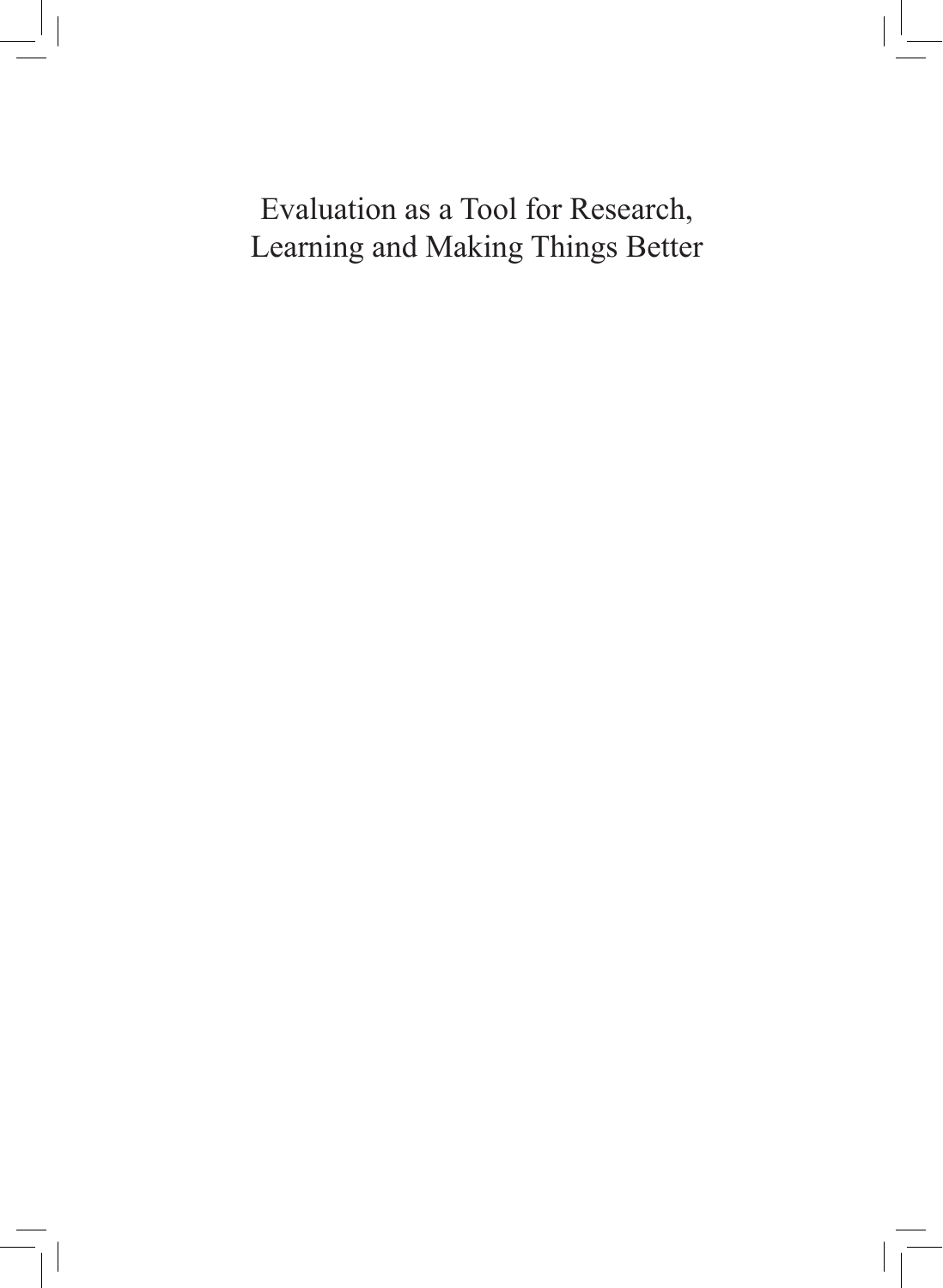# Evaluation as a Tool for Research, Learning and Making Things Better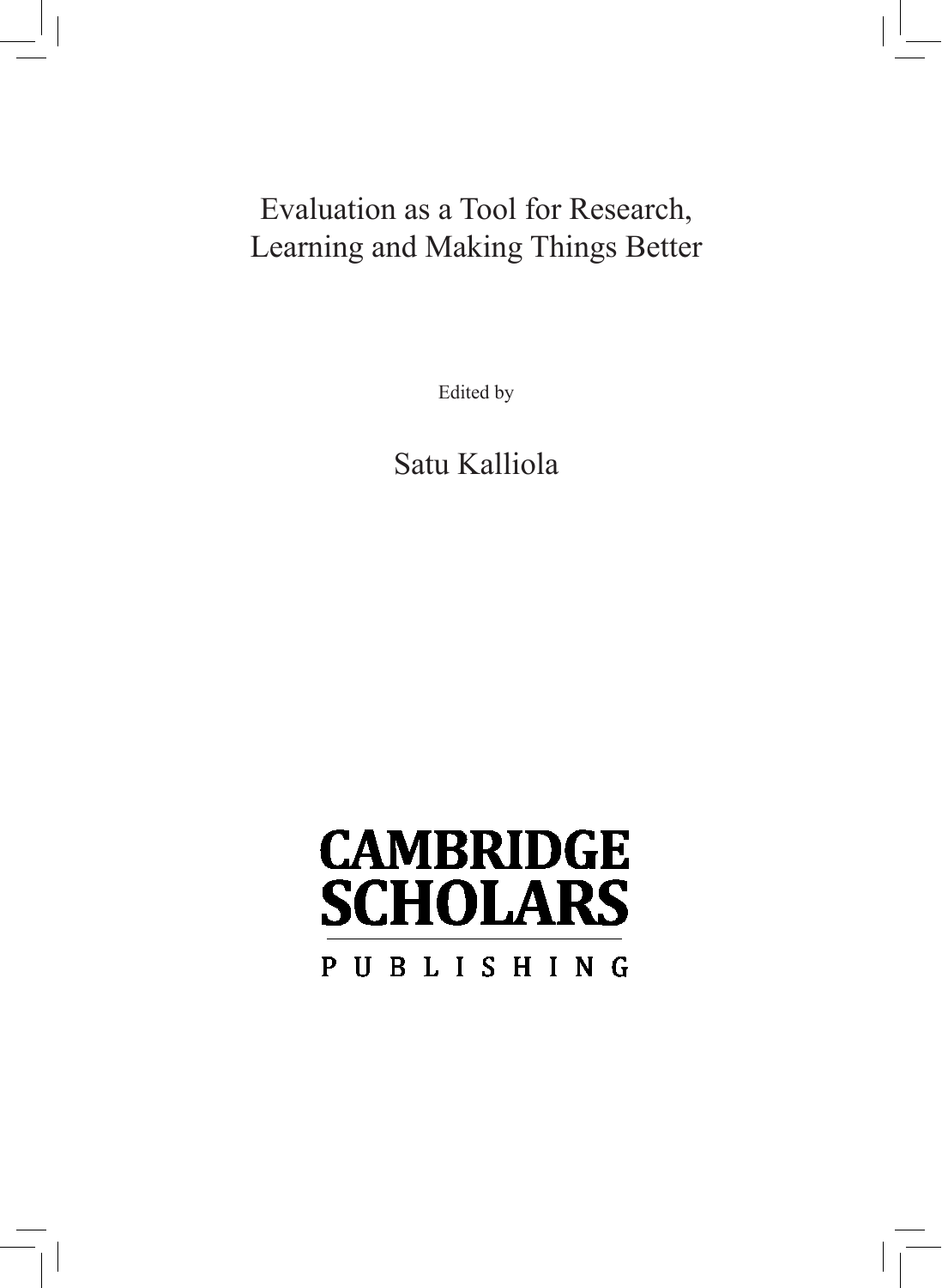# Evaluation as a Tool for Research, Learning and Making Things Better

Edited by

Satu Kalliola

CAMBRIDGE SCHOLARS PUBLISHING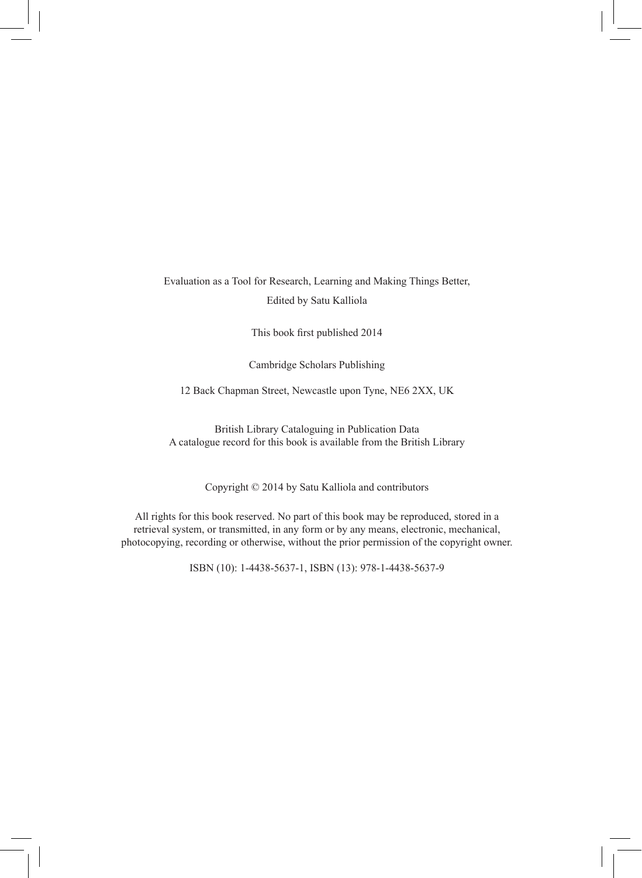Evaluation as a Tool for Research, Learning and Making Things Better,
Edited by Satu Kalliola

This book first published 2014

Cambridge Scholars Publishing

12 Back Chapman Street, Newcastle upon Tyne, NE6 2XX, UK

British Library Cataloguing in Publication Data
A catalogue record for this book is available from the British Library

Copyright © 2014 by Satu Kalliola and contributors

All rights for this book reserved. No part of this book may be reproduced, stored in a retrieval system, or transmitted, in any form or by any means, electronic, mechanical, photocopying, recording or otherwise, without the prior permission of the copyright owner.

ISBN (10): 1-4438-5637-1, ISBN (13): 978-1-4438-5637-9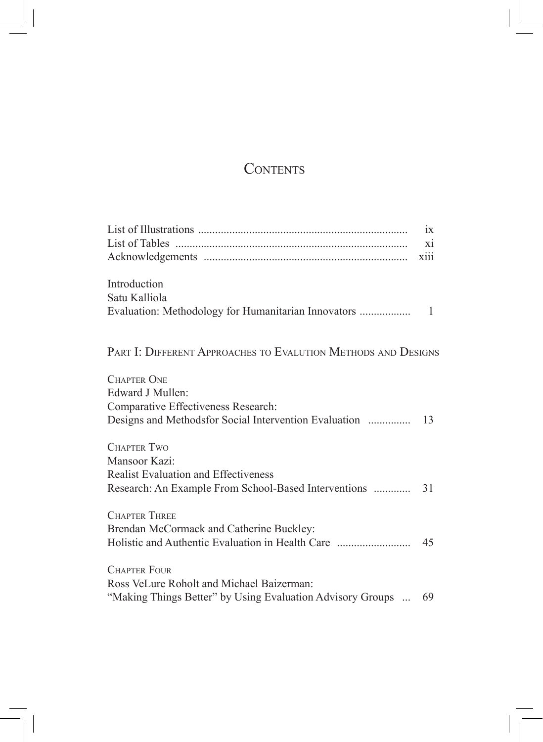# Contents

List of Illustrations ........................................................................ ix
List of Tables ................................................................................ xi
Acknowledgements ....................................................................... xiii

Introduction
Satu Kalliola
Evaluation: Methodology for Humanitarian Innovators .................. 1

## Part I: Different Approaches to Evalution Methods and Designs

Chapter One
Edward J Mullen:
Comparative Effectiveness Research:
Designs and Methodsfor Social Intervention Evaluation ............... 13

Chapter Two
Mansoor Kazi:
Realist Evaluation and Effectiveness
Research: An Example From School-Based Interventions ............. 31

Chapter Three
Brendan McCormack and Catherine Buckley:
Holistic and Authentic Evaluation in Health Care .......................... 45

Chapter Four
Ross VeLure Roholt and Michael Baizerman:
"Making Things Better" by Using Evaluation Advisory Groups ... 69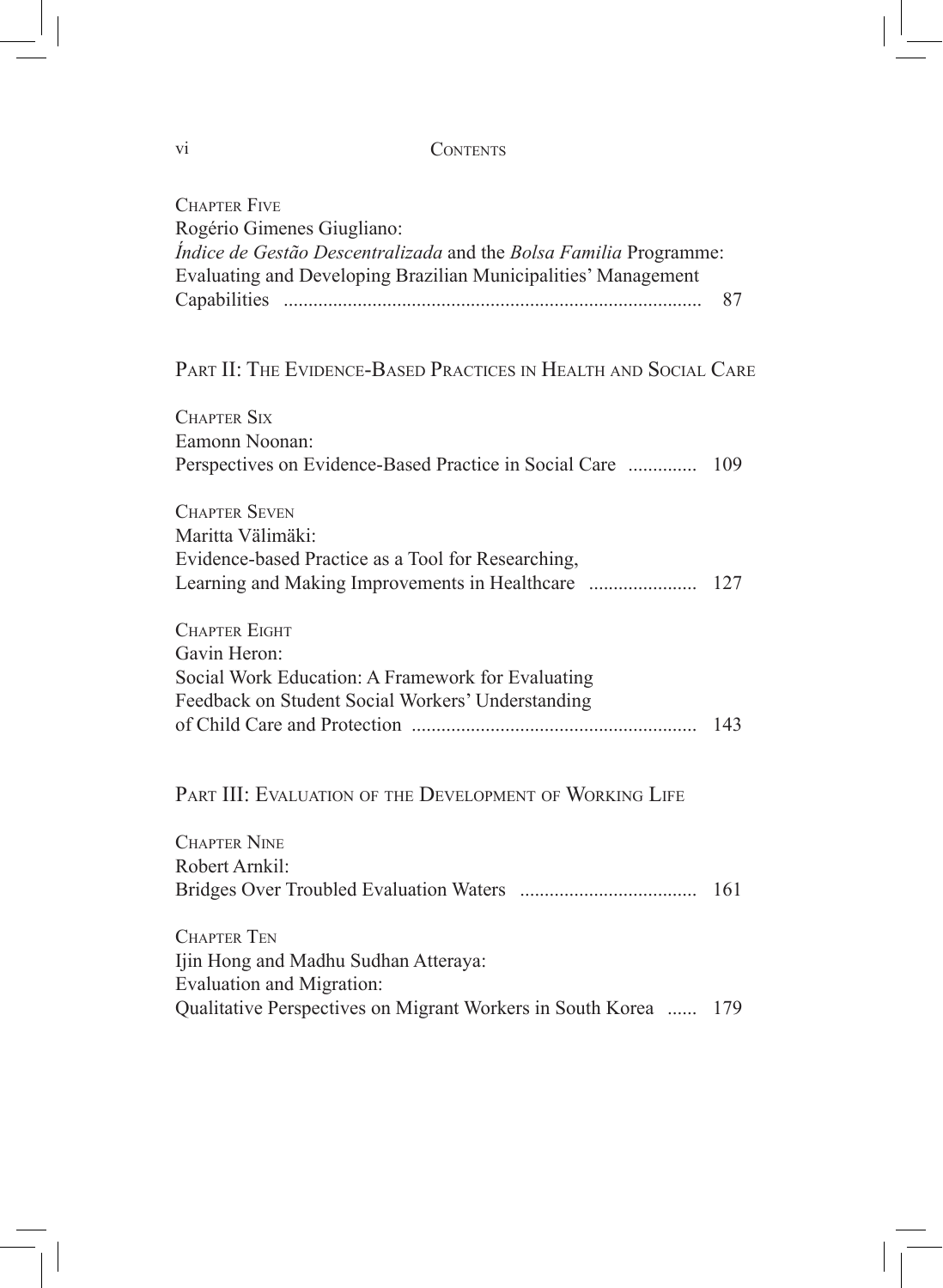Chapter Five
Rogério Gimenes Giugliano:
*Índice de Gestão Descentralizada* and the *Bolsa Familia* Programme: Evaluating and Developing Brazilian Municipalities' Management Capabilities .................................................................................... 87

## Part II: The Evidence-Based Practices in Health and Social Care

Chapter Six
Eamonn Noonan:
Perspectives on Evidence-Based Practice in Social Care .............. 109

Chapter Seven
Maritta Välimäki:
Evidence-based Practice as a Tool for Researching, Learning and Making Improvements in Healthcare ...................... 127

Chapter Eight
Gavin Heron:
Social Work Education: A Framework for Evaluating Feedback on Student Social Workers' Understanding of Child Care and Protection .......................................................... 143

## Part III: Evaluation of the Development of Working Life

Chapter Nine
Robert Arnkil:
Bridges Over Troubled Evaluation Waters .................................... 161

Chapter Ten
Ijin Hong and Madhu Sudhan Atteraya:
Evaluation and Migration:
Qualitative Perspectives on Migrant Workers in South Korea ...... 179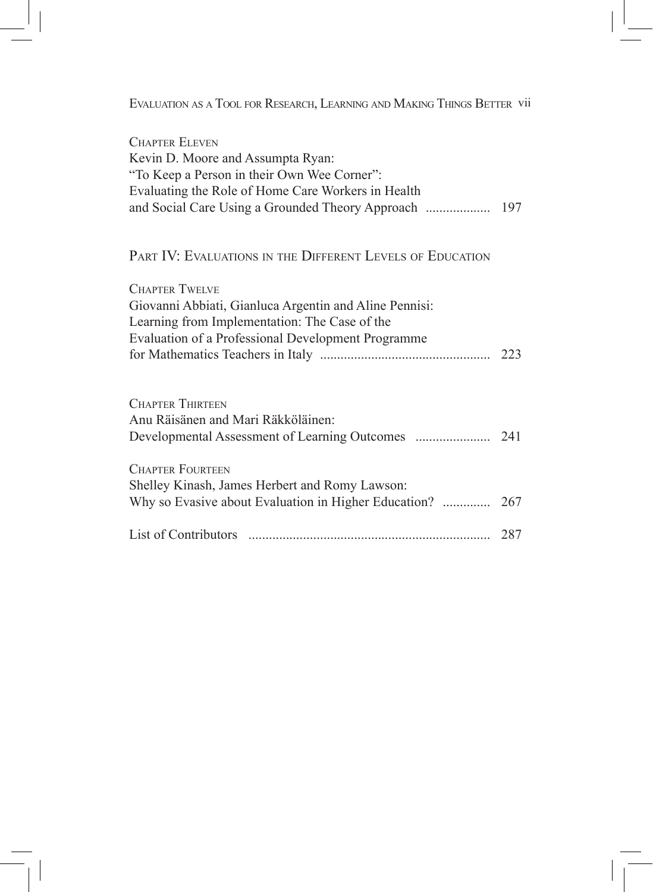Chapter Eleven
Kevin D. Moore and Assumpta Ryan:
"To Keep a Person in their Own Wee Corner":
Evaluating the Role of Home Care Workers in Health and Social Care Using a Grounded Theory Approach .................. 197

## Part IV: Evaluations in the Different Levels of Education

Chapter Twelve
Giovanni Abbiati, Gianluca Argentin and Aline Pennisi:
Learning from Implementation: The Case of the Evaluation of a Professional Development Programme for Mathematics Teachers in Italy ................................................. 223

Chapter Thirteen
Anu Räisänen and Mari Räkköläinen:
Developmental Assessment of Learning Outcomes ...................... 241

Chapter Fourteen
Shelley Kinash, James Herbert and Romy Lawson:
Why so Evasive about Evaluation in Higher Education? ............. 267

List of Contributors ...................................................................... 287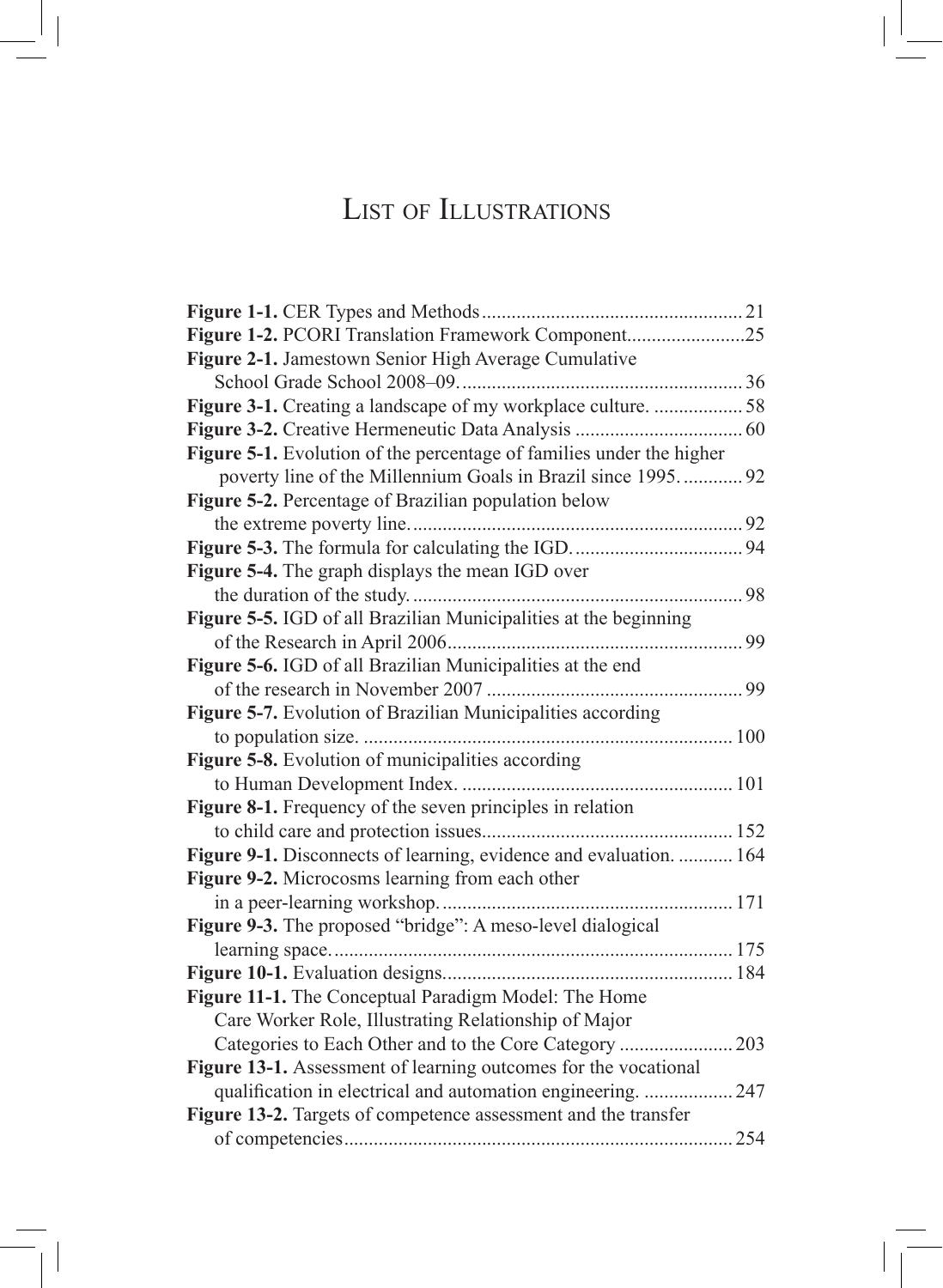# List of Illustrations

**Figure 1-1.** CER Types and Methods .................................................... 21
**Figure 1-2.** PCORI Translation Framework Component.......................25
**Figure 2-1.** Jamestown Senior High Average Cumulative School Grade School 2008–09......................................................... 36
**Figure 3-1.** Creating a landscape of my workplace culture. .................. 58
**Figure 3-2.** Creative Hermeneutic Data Analysis .................................. 60
**Figure 5-1.** Evolution of the percentage of families under the higher poverty line of the Millennium Goals in Brazil since 1995. ............ 92
**Figure 5-2.** Percentage of Brazilian population below the extreme poverty line.................................................................... 92
**Figure 5-3.** The formula for calculating the IGD.................................. 94
**Figure 5-4.** The graph displays the mean IGD over the duration of the study................................................................... 98
**Figure 5-5.** IGD of all Brazilian Municipalities at the beginning of the Research in April 2006........................................................... 99
**Figure 5-6.** IGD of all Brazilian Municipalities at the end of the research in November 2007 .................................................... 99
**Figure 5-7.** Evolution of Brazilian Municipalities according to population size. ........................................................................... 100
**Figure 5-8.** Evolution of municipalities according to Human Development Index. ....................................................... 101
**Figure 8-1.** Frequency of the seven principles in relation to child care and protection issues.................................................. 152
**Figure 9-1.** Disconnects of learning, evidence and evaluation. ........... 164
**Figure 9-2.** Microcosms learning from each other in a peer-learning workshop............................................................ 171
**Figure 9-3.** The proposed "bridge": A meso-level dialogical learning space................................................................................. 175
**Figure 10-1.** Evaluation designs........................................................... 184
**Figure 11-1.** The Conceptual Paradigm Model: The Home Care Worker Role, Illustrating Relationship of Major Categories to Each Other and to the Core Category ....................... 203
**Figure 13-1.** Assessment of learning outcomes for the vocational qualification in electrical and automation engineering. .................. 247
**Figure 13-2.** Targets of competence assessment and the transfer of competencies............................................................................... 254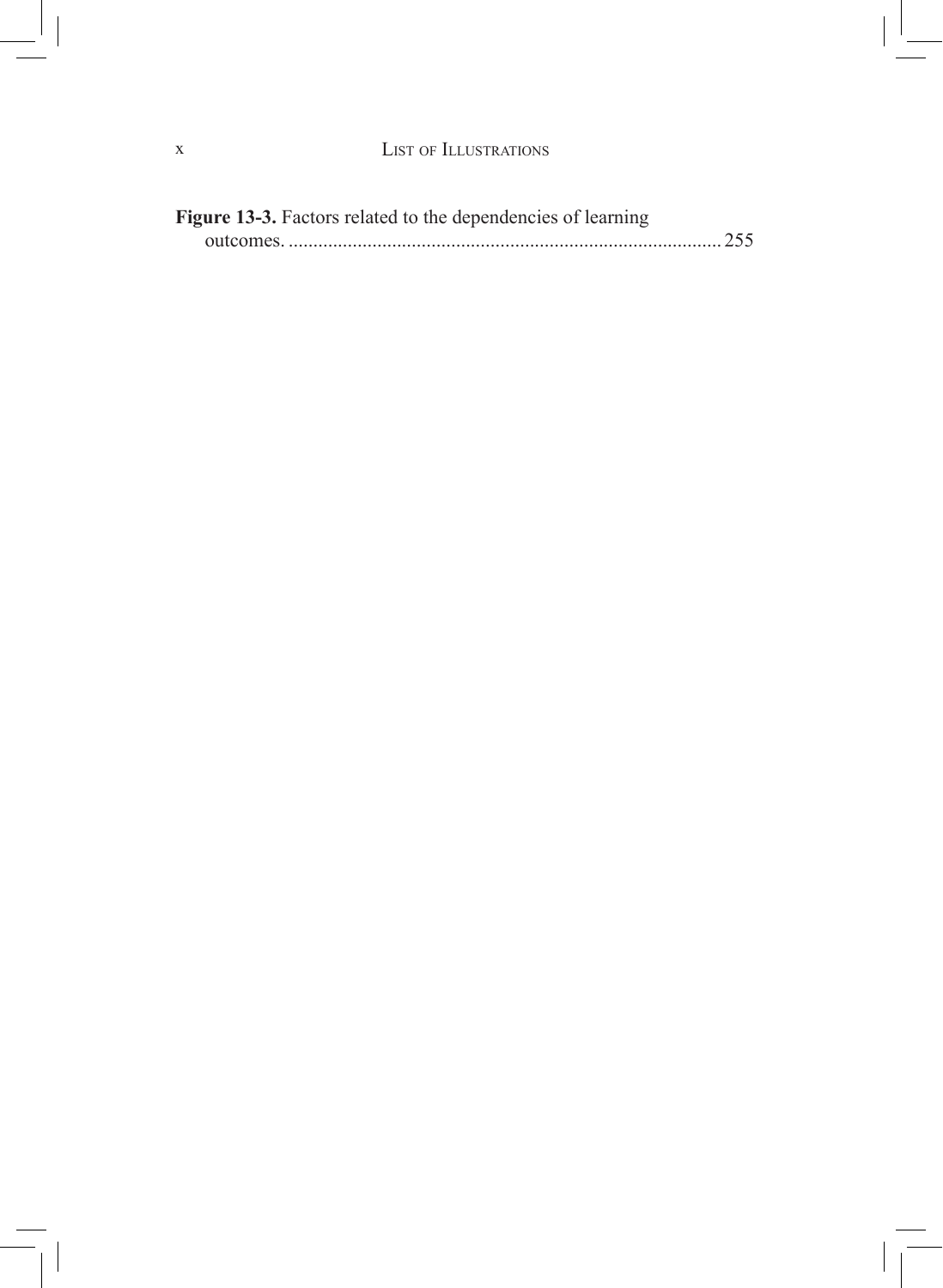**Figure 13-3.** Factors related to the dependencies of learning outcomes. ........................................................................................ 255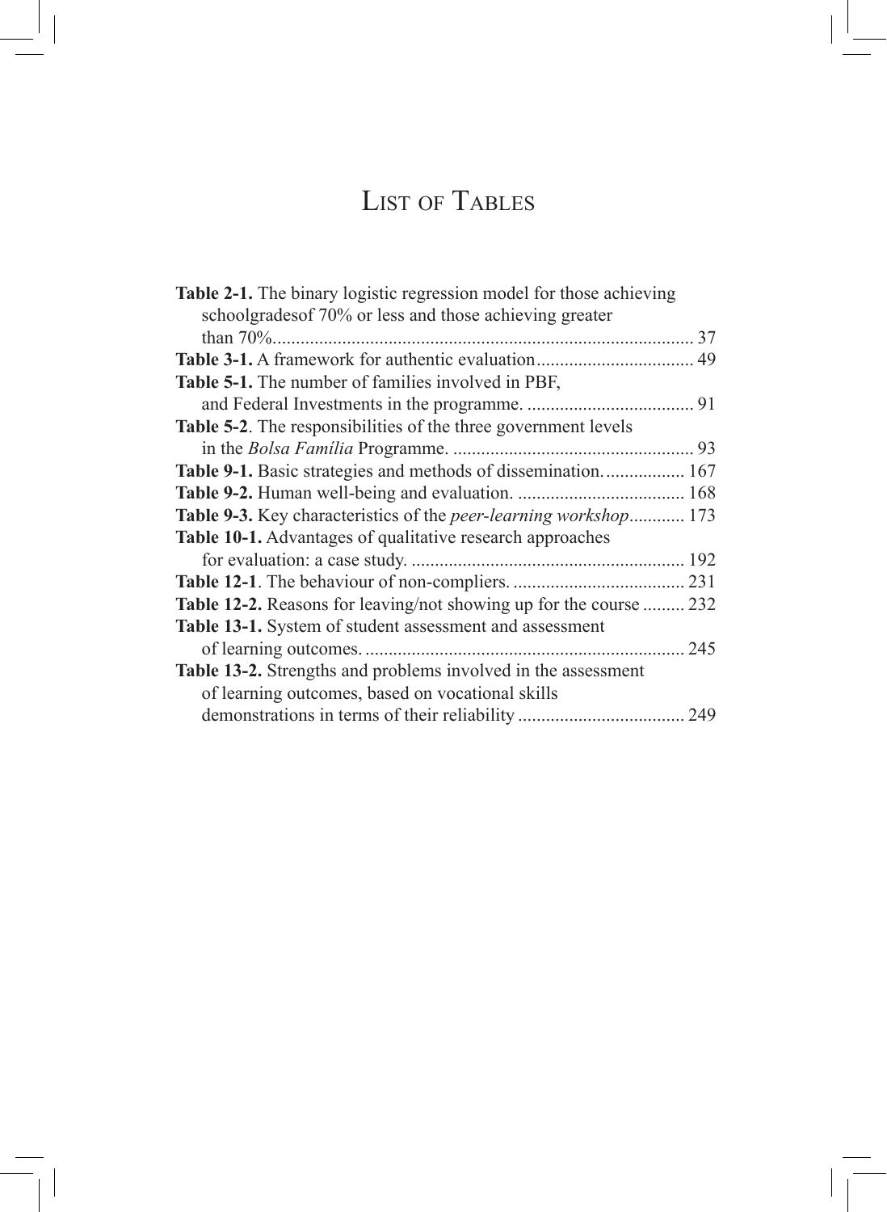# List of Tables

**Table 2-1.** The binary logistic regression model for those achieving schoolgradesof 70% or less and those achieving greater than 70%........................................................................................... 37
**Table 3-1.** A framework for authentic evaluation.................................. 49
**Table 5-1.** The number of families involved in PBF, and Federal Investments in the programme. .................................... 91
**Table 5-2**. The responsibilities of the three government levels in the *Bolsa Família* Programme. .................................................... 93
**Table 9-1.** Basic strategies and methods of dissemination.................. 167
**Table 9-2.** Human well-being and evaluation. .................................... 168
**Table 9-3.** Key characteristics of the *peer-learning workshop*............ 173
**Table 10-1.** Advantages of qualitative research approaches for evaluation: a case study. ........................................................... 192
**Table 12-1**. The behaviour of non-compliers. ..................................... 231
**Table 12-2.** Reasons for leaving/not showing up for the course ......... 232
**Table 13-1.** System of student assessment and assessment of learning outcomes. .................................................................... 245
**Table 13-2.** Strengths and problems involved in the assessment of learning outcomes, based on vocational skills demonstrations in terms of their reliability .................................... 249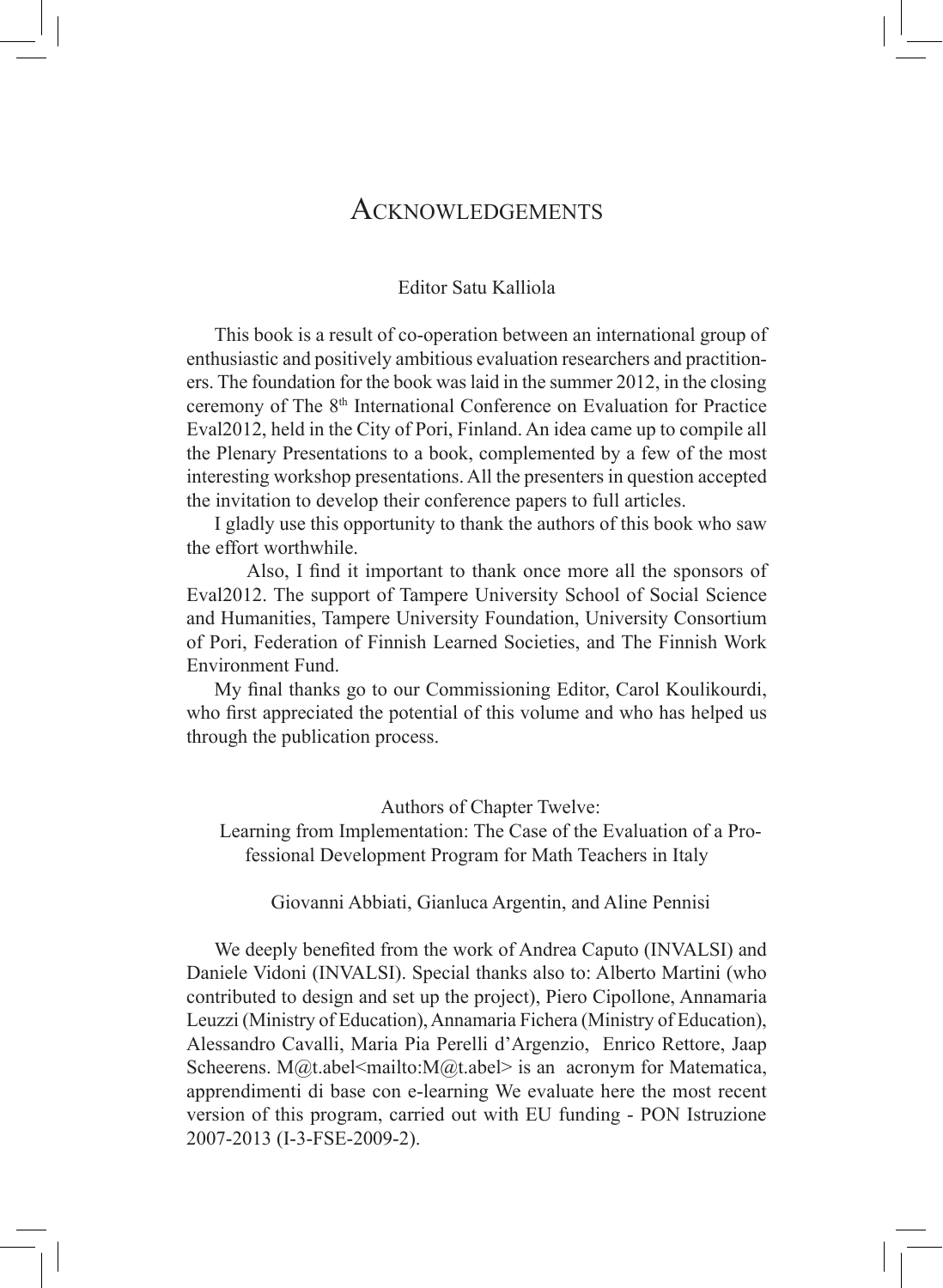# Acknowledgements

Editor Satu Kalliola

This book is a result of co-operation between an international group of enthusiastic and positively ambitious evaluation researchers and practitioners. The foundation for the book was laid in the summer 2012, in the closing ceremony of The 8th International Conference on Evaluation for Practice Eval2012, held in the City of Pori, Finland. An idea came up to compile all the Plenary Presentations to a book, complemented by a few of the most interesting workshop presentations. All the presenters in question accepted the invitation to develop their conference papers to full articles.

I gladly use this opportunity to thank the authors of this book who saw the effort worthwhile.

Also, I find it important to thank once more all the sponsors of Eval2012. The support of Tampere University School of Social Science and Humanities, Tampere University Foundation, University Consortium of Pori, Federation of Finnish Learned Societies, and The Finnish Work Environment Fund.

My final thanks go to our Commissioning Editor, Carol Koulikourdi, who first appreciated the potential of this volume and who has helped us through the publication process.

Authors of Chapter Twelve:
Learning from Implementation: The Case of the Evaluation of a Professional Development Program for Math Teachers in Italy

Giovanni Abbiati, Gianluca Argentin, and Aline Pennisi

We deeply benefited from the work of Andrea Caputo (INVALSI) and Daniele Vidoni (INVALSI). Special thanks also to: Alberto Martini (who contributed to design and set up the project), Piero Cipollone, Annamaria Leuzzi (Ministry of Education), Annamaria Fichera (Ministry of Education), Alessandro Cavalli, Maria Pia Perelli d'Argenzio, Enrico Rettore, Jaap Scheerens. M@t.abel<mailto:M@t.abel> is an acronym for Matematica, apprendimenti di base con e-learning We evaluate here the most recent version of this program, carried out with EU funding - PON Istruzione 2007-2013 (I-3-FSE-2009-2).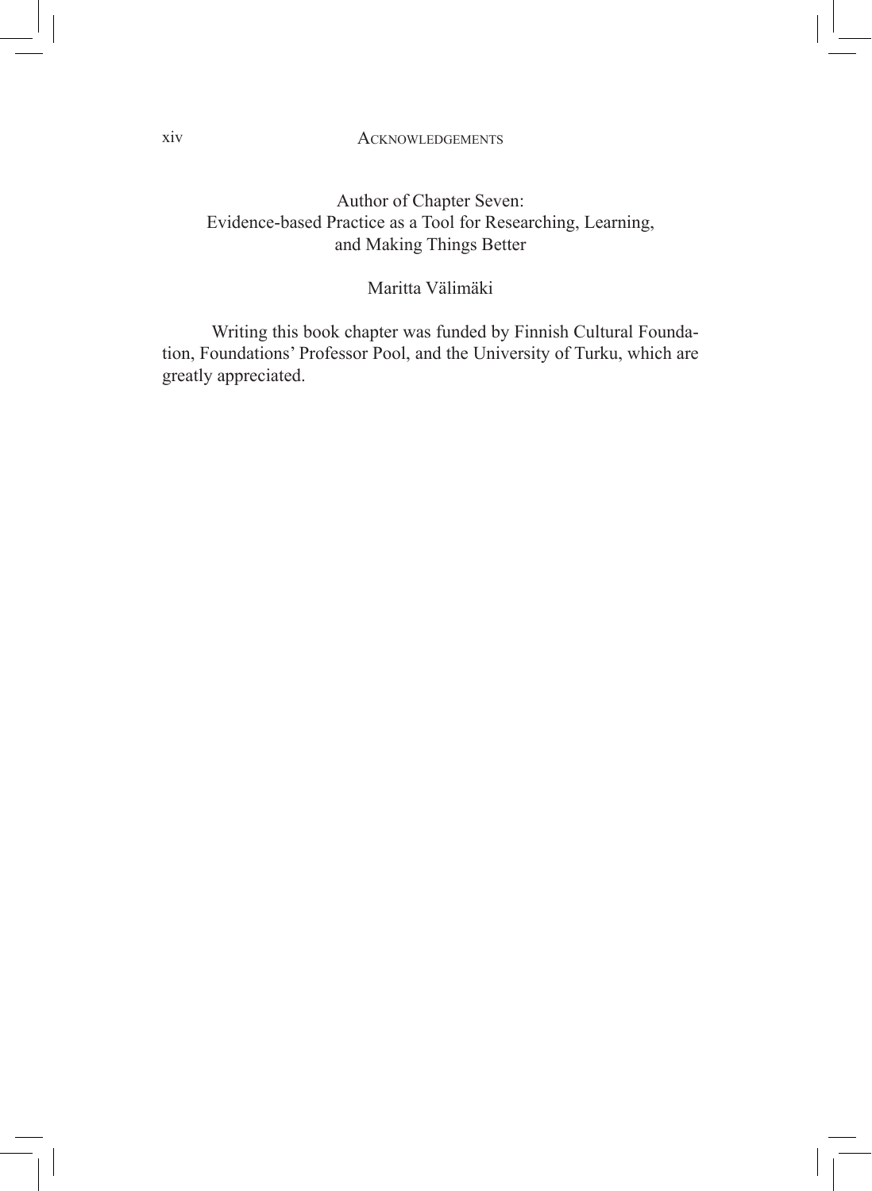Author of Chapter Seven:
Evidence-based Practice as a Tool for Researching, Learning, and Making Things Better

Maritta Välimäki

Writing this book chapter was funded by Finnish Cultural Foundation, Foundations' Professor Pool, and the University of Turku, which are greatly appreciated.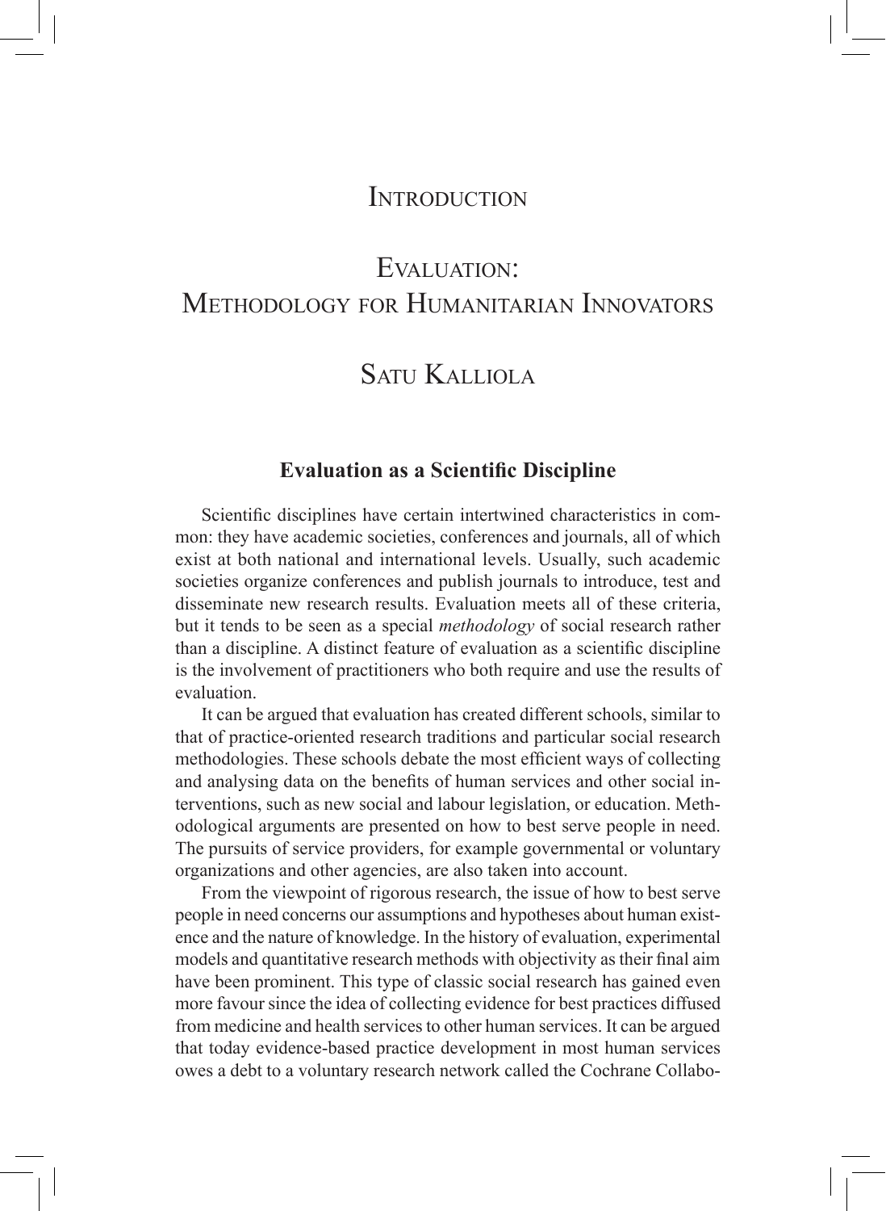# Introduction

# Evaluation: Methodology for Humanitarian Innovators

## Satu Kalliola

### Evaluation as a Scientific Discipline

Scientific disciplines have certain intertwined characteristics in common: they have academic societies, conferences and journals, all of which exist at both national and international levels. Usually, such academic societies organize conferences and publish journals to introduce, test and disseminate new research results. Evaluation meets all of these criteria, but it tends to be seen as a special *methodology* of social research rather than a discipline. A distinct feature of evaluation as a scientific discipline is the involvement of practitioners who both require and use the results of evaluation.

It can be argued that evaluation has created different schools, similar to that of practice-oriented research traditions and particular social research methodologies. These schools debate the most efficient ways of collecting and analysing data on the benefits of human services and other social interventions, such as new social and labour legislation, or education. Methodological arguments are presented on how to best serve people in need. The pursuits of service providers, for example governmental or voluntary organizations and other agencies, are also taken into account.

From the viewpoint of rigorous research, the issue of how to best serve people in need concerns our assumptions and hypotheses about human existence and the nature of knowledge. In the history of evaluation, experimental models and quantitative research methods with objectivity as their final aim have been prominent. This type of classic social research has gained even more favour since the idea of collecting evidence for best practices diffused from medicine and health services to other human services. It can be argued that today evidence-based practice development in most human services owes a debt to a voluntary research network called the Cochrane Collabo-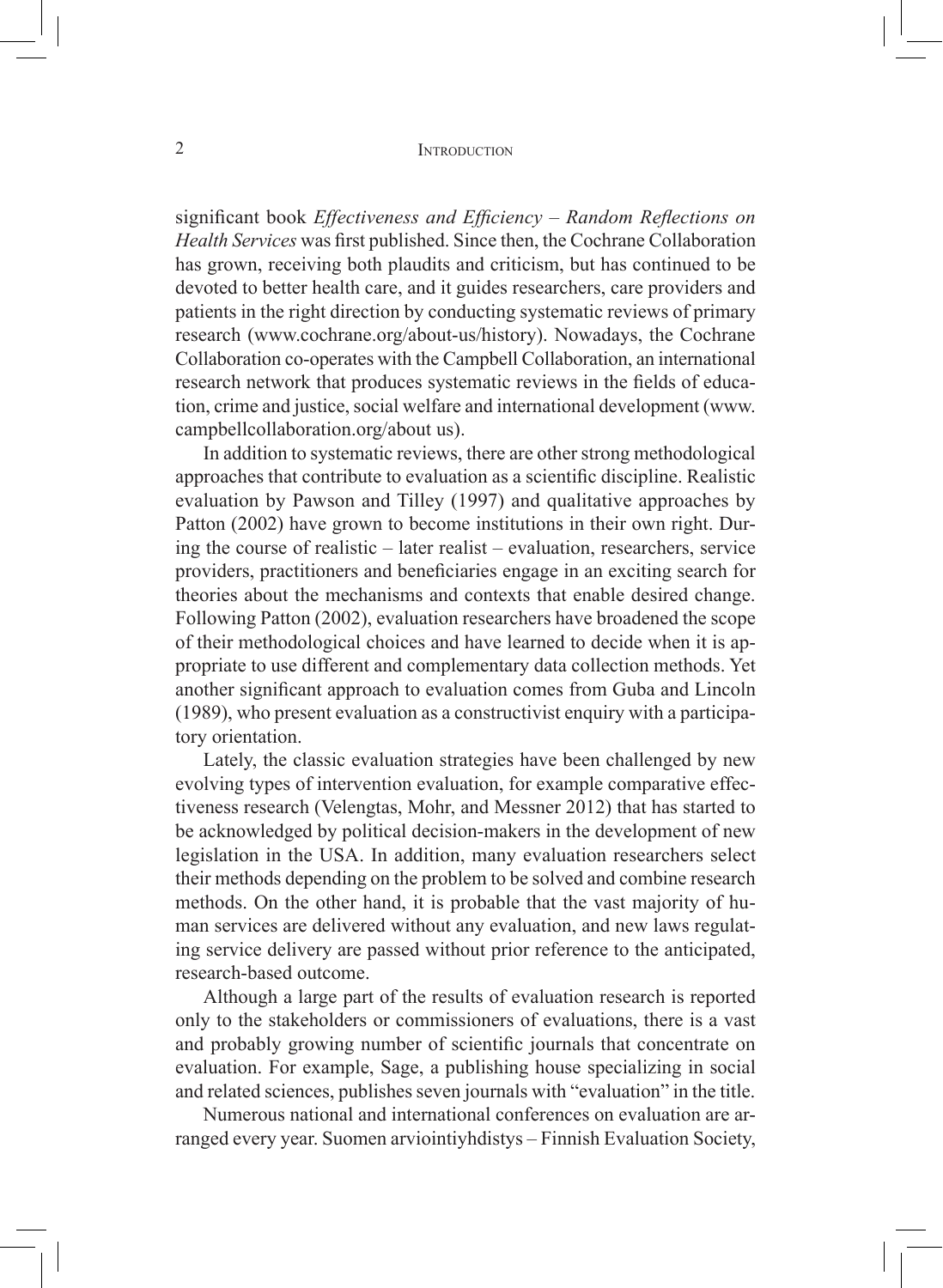significant book *Effectiveness and Efficiency – Random Reflections on Health Services* was first published. Since then, the Cochrane Collaboration has grown, receiving both plaudits and criticism, but has continued to be devoted to better health care, and it guides researchers, care providers and patients in the right direction by conducting systematic reviews of primary research (www.cochrane.org/about-us/history). Nowadays, the Cochrane Collaboration co-operates with the Campbell Collaboration, an international research network that produces systematic reviews in the fields of education, crime and justice, social welfare and international development (www.campbellcollaboration.org/about us).

In addition to systematic reviews, there are other strong methodological approaches that contribute to evaluation as a scientific discipline. Realistic evaluation by Pawson and Tilley (1997) and qualitative approaches by Patton (2002) have grown to become institutions in their own right. During the course of realistic – later realist – evaluation, researchers, service providers, practitioners and beneficiaries engage in an exciting search for theories about the mechanisms and contexts that enable desired change. Following Patton (2002), evaluation researchers have broadened the scope of their methodological choices and have learned to decide when it is appropriate to use different and complementary data collection methods. Yet another significant approach to evaluation comes from Guba and Lincoln (1989), who present evaluation as a constructivist enquiry with a participatory orientation.

Lately, the classic evaluation strategies have been challenged by new evolving types of intervention evaluation, for example comparative effectiveness research (Velengtas, Mohr, and Messner 2012) that has started to be acknowledged by political decision-makers in the development of new legislation in the USA. In addition, many evaluation researchers select their methods depending on the problem to be solved and combine research methods. On the other hand, it is probable that the vast majority of human services are delivered without any evaluation, and new laws regulating service delivery are passed without prior reference to the anticipated, research-based outcome.

Although a large part of the results of evaluation research is reported only to the stakeholders or commissioners of evaluations, there is a vast and probably growing number of scientific journals that concentrate on evaluation. For example, Sage, a publishing house specializing in social and related sciences, publishes seven journals with "evaluation" in the title.

Numerous national and international conferences on evaluation are arranged every year. Suomen arviointiyhdistys – Finnish Evaluation Society,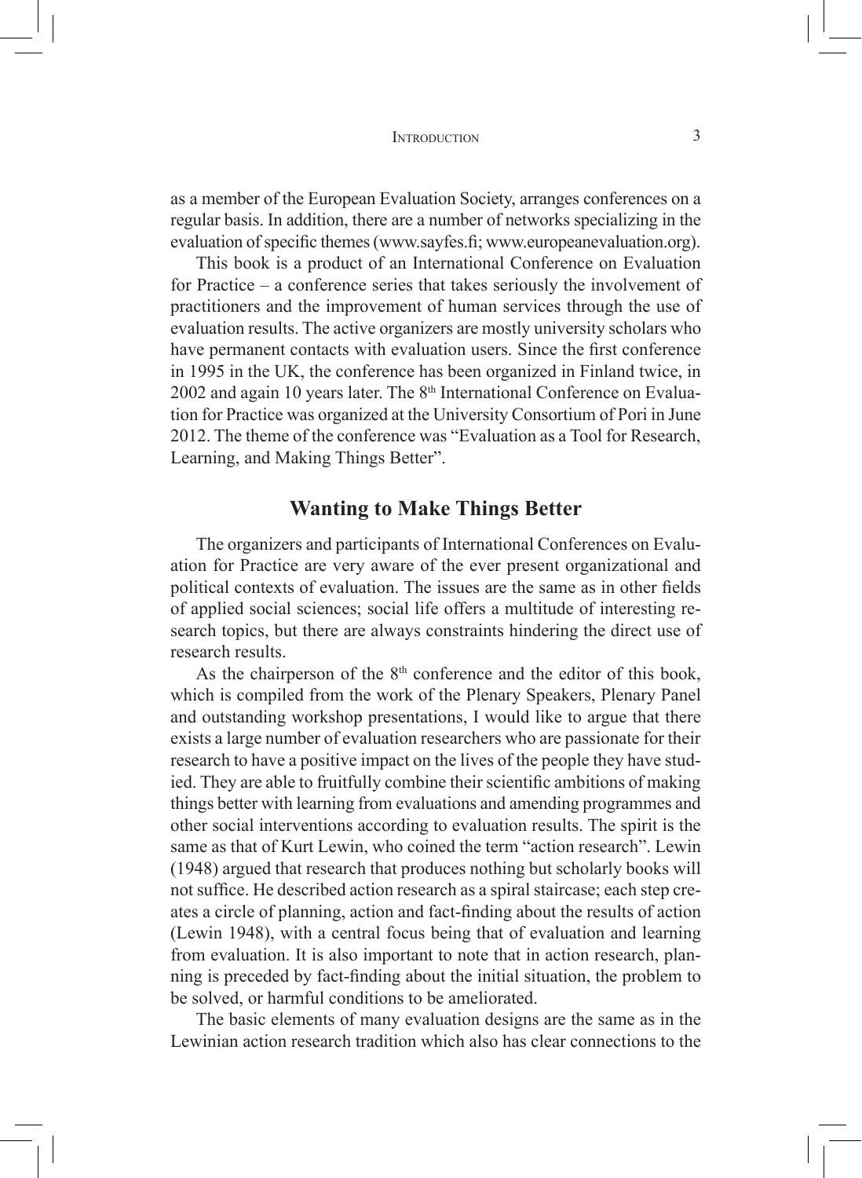as a member of the European Evaluation Society, arranges conferences on a regular basis. In addition, there are a number of networks specializing in the evaluation of specific themes (www.sayfes.fi; www.europeanevaluation.org).

This book is a product of an International Conference on Evaluation for Practice – a conference series that takes seriously the involvement of practitioners and the improvement of human services through the use of evaluation results. The active organizers are mostly university scholars who have permanent contacts with evaluation users. Since the first conference in 1995 in the UK, the conference has been organized in Finland twice, in 2002 and again 10 years later. The 8th International Conference on Evaluation for Practice was organized at the University Consortium of Pori in June 2012. The theme of the conference was "Evaluation as a Tool for Research, Learning, and Making Things Better".

## Wanting to Make Things Better

The organizers and participants of International Conferences on Evaluation for Practice are very aware of the ever present organizational and political contexts of evaluation. The issues are the same as in other fields of applied social sciences; social life offers a multitude of interesting research topics, but there are always constraints hindering the direct use of research results.

As the chairperson of the 8th conference and the editor of this book, which is compiled from the work of the Plenary Speakers, Plenary Panel and outstanding workshop presentations, I would like to argue that there exists a large number of evaluation researchers who are passionate for their research to have a positive impact on the lives of the people they have studied. They are able to fruitfully combine their scientific ambitions of making things better with learning from evaluations and amending programmes and other social interventions according to evaluation results. The spirit is the same as that of Kurt Lewin, who coined the term "action research". Lewin (1948) argued that research that produces nothing but scholarly books will not suffice. He described action research as a spiral staircase; each step creates a circle of planning, action and fact-finding about the results of action (Lewin 1948), with a central focus being that of evaluation and learning from evaluation. It is also important to note that in action research, planning is preceded by fact-finding about the initial situation, the problem to be solved, or harmful conditions to be ameliorated.

The basic elements of many evaluation designs are the same as in the Lewinian action research tradition which also has clear connections to the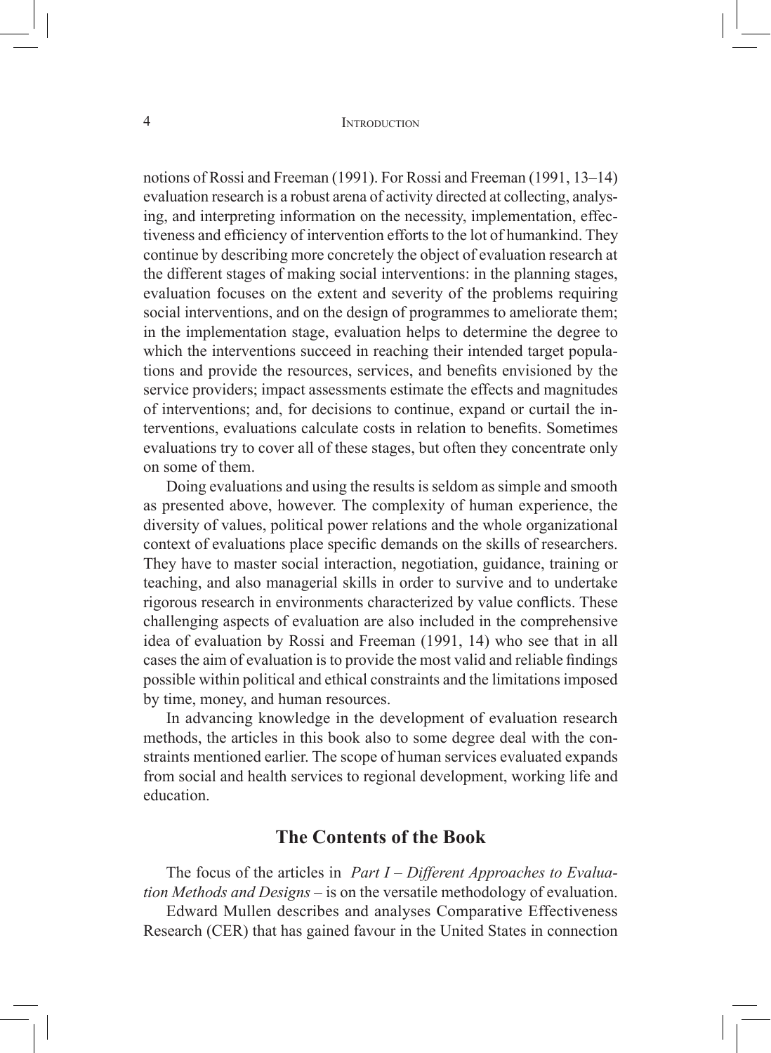notions of Rossi and Freeman (1991). For Rossi and Freeman (1991, 13–14) evaluation research is a robust arena of activity directed at collecting, analysing, and interpreting information on the necessity, implementation, effectiveness and efficiency of intervention efforts to the lot of humankind. They continue by describing more concretely the object of evaluation research at the different stages of making social interventions: in the planning stages, evaluation focuses on the extent and severity of the problems requiring social interventions, and on the design of programmes to ameliorate them; in the implementation stage, evaluation helps to determine the degree to which the interventions succeed in reaching their intended target populations and provide the resources, services, and benefits envisioned by the service providers; impact assessments estimate the effects and magnitudes of interventions; and, for decisions to continue, expand or curtail the interventions, evaluations calculate costs in relation to benefits. Sometimes evaluations try to cover all of these stages, but often they concentrate only on some of them.

Doing evaluations and using the results is seldom as simple and smooth as presented above, however. The complexity of human experience, the diversity of values, political power relations and the whole organizational context of evaluations place specific demands on the skills of researchers. They have to master social interaction, negotiation, guidance, training or teaching, and also managerial skills in order to survive and to undertake rigorous research in environments characterized by value conflicts. These challenging aspects of evaluation are also included in the comprehensive idea of evaluation by Rossi and Freeman (1991, 14) who see that in all cases the aim of evaluation is to provide the most valid and reliable findings possible within political and ethical constraints and the limitations imposed by time, money, and human resources.

In advancing knowledge in the development of evaluation research methods, the articles in this book also to some degree deal with the constraints mentioned earlier. The scope of human services evaluated expands from social and health services to regional development, working life and education.

## The Contents of the Book

The focus of the articles in *Part I – Different Approaches to Evaluation Methods and Designs* – is on the versatile methodology of evaluation.

Edward Mullen describes and analyses Comparative Effectiveness Research (CER) that has gained favour in the United States in connection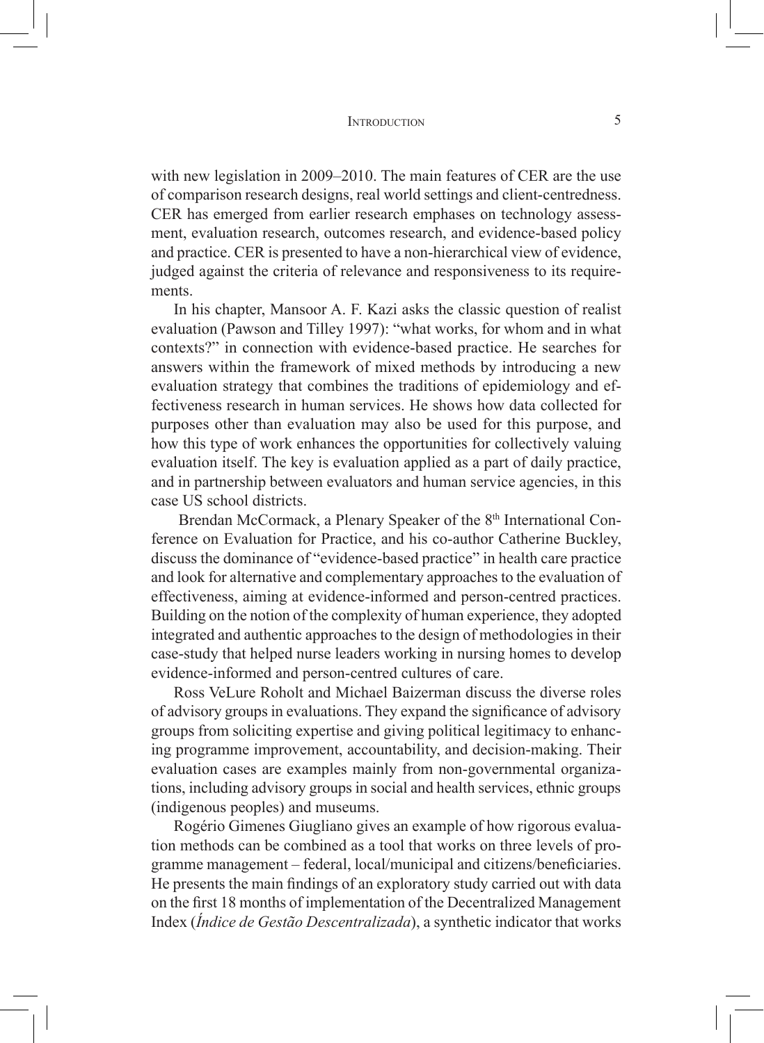with new legislation in 2009–2010. The main features of CER are the use of comparison research designs, real world settings and client-centredness. CER has emerged from earlier research emphases on technology assessment, evaluation research, outcomes research, and evidence-based policy and practice. CER is presented to have a non-hierarchical view of evidence, judged against the criteria of relevance and responsiveness to its requirements.

In his chapter, Mansoor A. F. Kazi asks the classic question of realist evaluation (Pawson and Tilley 1997): "what works, for whom and in what contexts?" in connection with evidence-based practice. He searches for answers within the framework of mixed methods by introducing a new evaluation strategy that combines the traditions of epidemiology and effectiveness research in human services. He shows how data collected for purposes other than evaluation may also be used for this purpose, and how this type of work enhances the opportunities for collectively valuing evaluation itself. The key is evaluation applied as a part of daily practice, and in partnership between evaluators and human service agencies, in this case US school districts.

Brendan McCormack, a Plenary Speaker of the 8th International Conference on Evaluation for Practice, and his co-author Catherine Buckley, discuss the dominance of "evidence-based practice" in health care practice and look for alternative and complementary approaches to the evaluation of effectiveness, aiming at evidence-informed and person-centred practices. Building on the notion of the complexity of human experience, they adopted integrated and authentic approaches to the design of methodologies in their case-study that helped nurse leaders working in nursing homes to develop evidence-informed and person-centred cultures of care.

Ross VeLure Roholt and Michael Baizerman discuss the diverse roles of advisory groups in evaluations. They expand the significance of advisory groups from soliciting expertise and giving political legitimacy to enhancing programme improvement, accountability, and decision-making. Their evaluation cases are examples mainly from non-governmental organizations, including advisory groups in social and health services, ethnic groups (indigenous peoples) and museums.

Rogério Gimenes Giugliano gives an example of how rigorous evaluation methods can be combined as a tool that works on three levels of programme management – federal, local/municipal and citizens/beneficiaries. He presents the main findings of an exploratory study carried out with data on the first 18 months of implementation of the Decentralized Management Index (*Índice de Gestão Descentralizada*), a synthetic indicator that works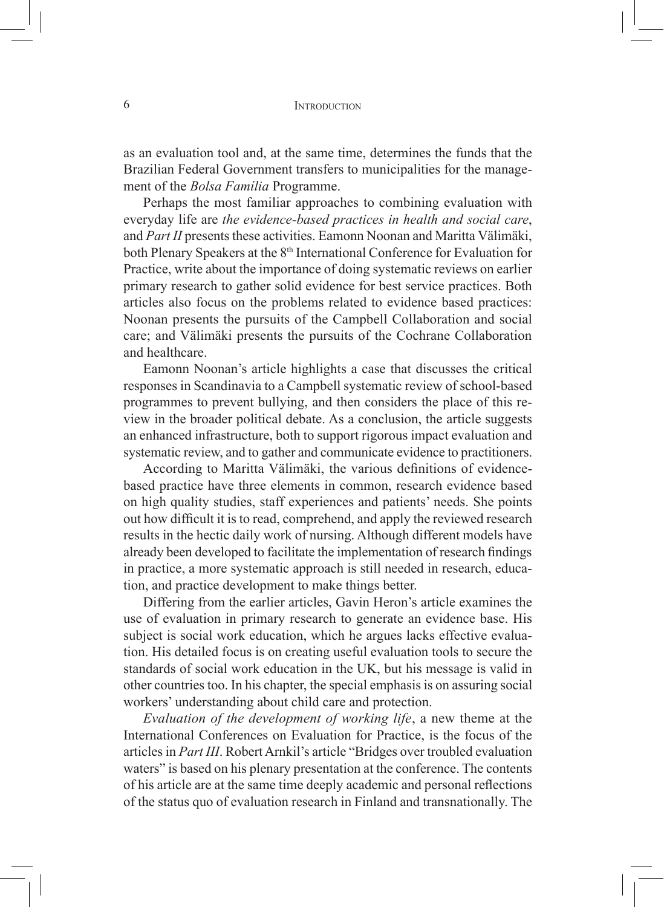as an evaluation tool and, at the same time, determines the funds that the Brazilian Federal Government transfers to municipalities for the management of the *Bolsa Família* Programme.

Perhaps the most familiar approaches to combining evaluation with everyday life are *the evidence-based practices in health and social care*, and *Part II* presents these activities. Eamonn Noonan and Maritta Välimäki, both Plenary Speakers at the 8th International Conference for Evaluation for Practice, write about the importance of doing systematic reviews on earlier primary research to gather solid evidence for best service practices. Both articles also focus on the problems related to evidence based practices: Noonan presents the pursuits of the Campbell Collaboration and social care; and Välimäki presents the pursuits of the Cochrane Collaboration and healthcare.

Eamonn Noonan's article highlights a case that discusses the critical responses in Scandinavia to a Campbell systematic review of school-based programmes to prevent bullying, and then considers the place of this review in the broader political debate. As a conclusion, the article suggests an enhanced infrastructure, both to support rigorous impact evaluation and systematic review, and to gather and communicate evidence to practitioners.

According to Maritta Välimäki, the various definitions of evidence-based practice have three elements in common, research evidence based on high quality studies, staff experiences and patients' needs. She points out how difficult it is to read, comprehend, and apply the reviewed research results in the hectic daily work of nursing. Although different models have already been developed to facilitate the implementation of research findings in practice, a more systematic approach is still needed in research, education, and practice development to make things better.

Differing from the earlier articles, Gavin Heron's article examines the use of evaluation in primary research to generate an evidence base. His subject is social work education, which he argues lacks effective evaluation. His detailed focus is on creating useful evaluation tools to secure the standards of social work education in the UK, but his message is valid in other countries too. In his chapter, the special emphasis is on assuring social workers' understanding about child care and protection.

*Evaluation of the development of working life*, a new theme at the International Conferences on Evaluation for Practice, is the focus of the articles in *Part III*. Robert Arnkil's article "Bridges over troubled evaluation waters" is based on his plenary presentation at the conference. The contents of his article are at the same time deeply academic and personal reflections of the status quo of evaluation research in Finland and transnationally. The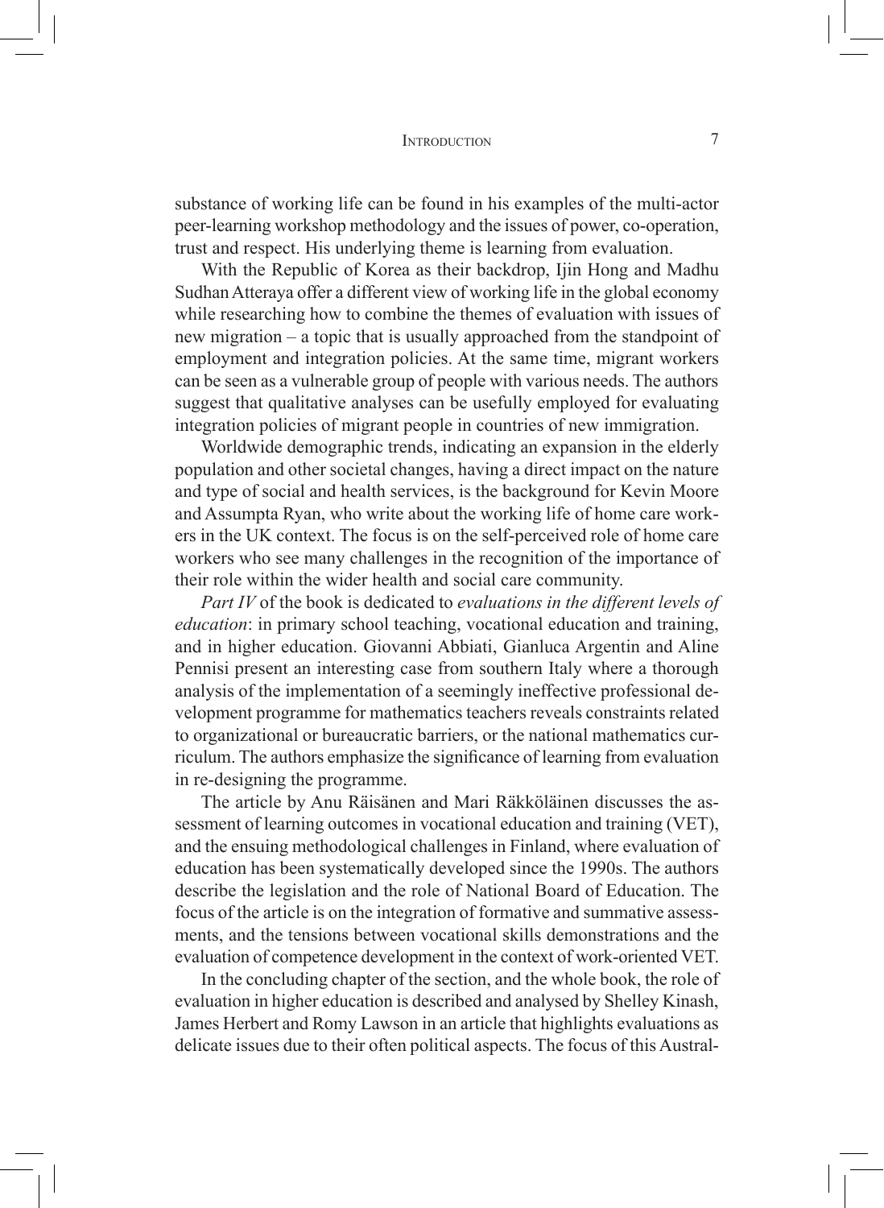substance of working life can be found in his examples of the multi-actor peer-learning workshop methodology and the issues of power, co-operation, trust and respect. His underlying theme is learning from evaluation.

With the Republic of Korea as their backdrop, Ijin Hong and Madhu Sudhan Atteraya offer a different view of working life in the global economy while researching how to combine the themes of evaluation with issues of new migration – a topic that is usually approached from the standpoint of employment and integration policies. At the same time, migrant workers can be seen as a vulnerable group of people with various needs. The authors suggest that qualitative analyses can be usefully employed for evaluating integration policies of migrant people in countries of new immigration.

Worldwide demographic trends, indicating an expansion in the elderly population and other societal changes, having a direct impact on the nature and type of social and health services, is the background for Kevin Moore and Assumpta Ryan, who write about the working life of home care workers in the UK context. The focus is on the self-perceived role of home care workers who see many challenges in the recognition of the importance of their role within the wider health and social care community.

*Part IV* of the book is dedicated to *evaluations in the different levels of education*: in primary school teaching, vocational education and training, and in higher education. Giovanni Abbiati, Gianluca Argentin and Aline Pennisi present an interesting case from southern Italy where a thorough analysis of the implementation of a seemingly ineffective professional development programme for mathematics teachers reveals constraints related to organizational or bureaucratic barriers, or the national mathematics curriculum. The authors emphasize the significance of learning from evaluation in re-designing the programme.

The article by Anu Räisänen and Mari Räkköläinen discusses the assessment of learning outcomes in vocational education and training (VET), and the ensuing methodological challenges in Finland, where evaluation of education has been systematically developed since the 1990s. The authors describe the legislation and the role of National Board of Education. The focus of the article is on the integration of formative and summative assessments, and the tensions between vocational skills demonstrations and the evaluation of competence development in the context of work-oriented VET.

In the concluding chapter of the section, and the whole book, the role of evaluation in higher education is described and analysed by Shelley Kinash, James Herbert and Romy Lawson in an article that highlights evaluations as delicate issues due to their often political aspects. The focus of this Austral-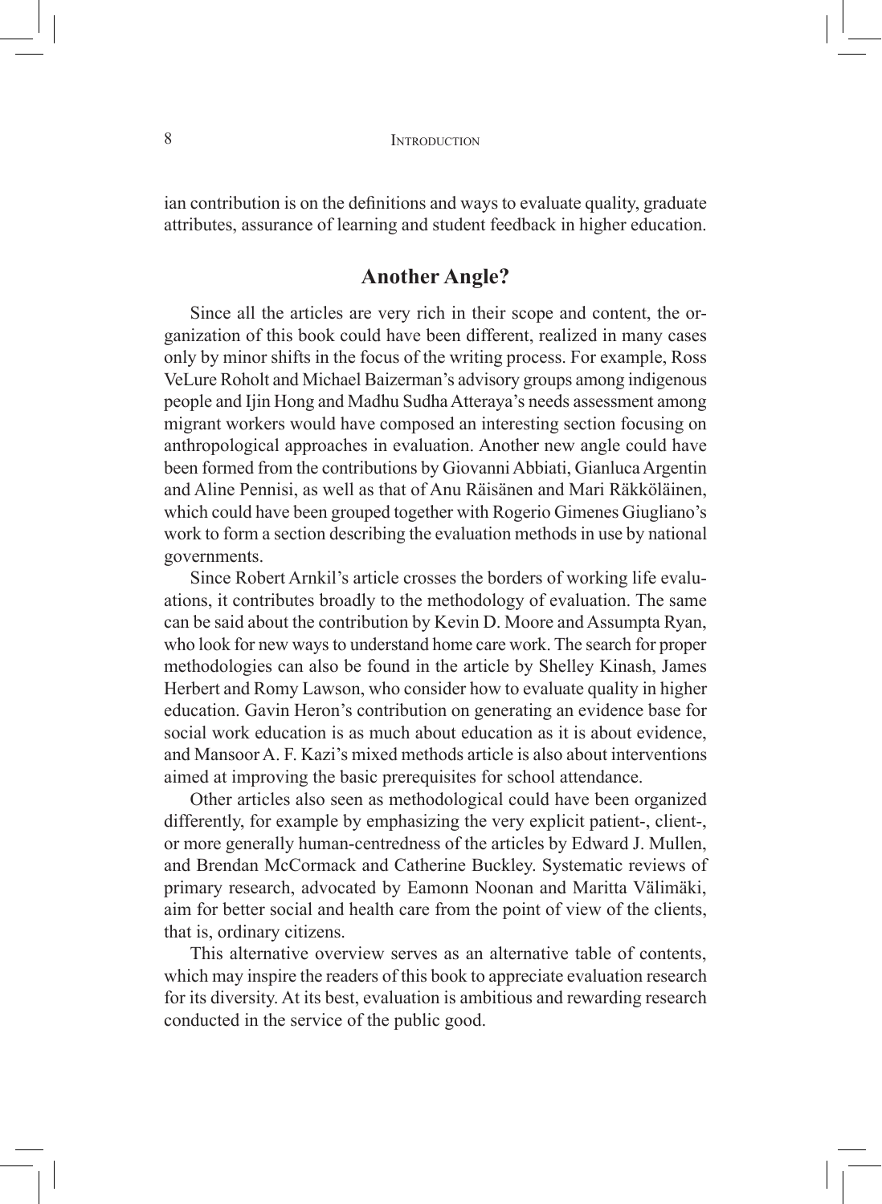ian contribution is on the definitions and ways to evaluate quality, graduate attributes, assurance of learning and student feedback in higher education.

## Another Angle?

Since all the articles are very rich in their scope and content, the organization of this book could have been different, realized in many cases only by minor shifts in the focus of the writing process. For example, Ross VeLure Roholt and Michael Baizerman's advisory groups among indigenous people and Ijin Hong and Madhu Sudha Atteraya's needs assessment among migrant workers would have composed an interesting section focusing on anthropological approaches in evaluation. Another new angle could have been formed from the contributions by Giovanni Abbiati, Gianluca Argentin and Aline Pennisi, as well as that of Anu Räisänen and Mari Räkköläinen, which could have been grouped together with Rogerio Gimenes Giugliano's work to form a section describing the evaluation methods in use by national governments.

Since Robert Arnkil's article crosses the borders of working life evaluations, it contributes broadly to the methodology of evaluation. The same can be said about the contribution by Kevin D. Moore and Assumpta Ryan, who look for new ways to understand home care work. The search for proper methodologies can also be found in the article by Shelley Kinash, James Herbert and Romy Lawson, who consider how to evaluate quality in higher education. Gavin Heron's contribution on generating an evidence base for social work education is as much about education as it is about evidence, and Mansoor A. F. Kazi's mixed methods article is also about interventions aimed at improving the basic prerequisites for school attendance.

Other articles also seen as methodological could have been organized differently, for example by emphasizing the very explicit patient-, client-, or more generally human-centredness of the articles by Edward J. Mullen, and Brendan McCormack and Catherine Buckley. Systematic reviews of primary research, advocated by Eamonn Noonan and Maritta Välimäki, aim for better social and health care from the point of view of the clients, that is, ordinary citizens.

This alternative overview serves as an alternative table of contents, which may inspire the readers of this book to appreciate evaluation research for its diversity. At its best, evaluation is ambitious and rewarding research conducted in the service of the public good.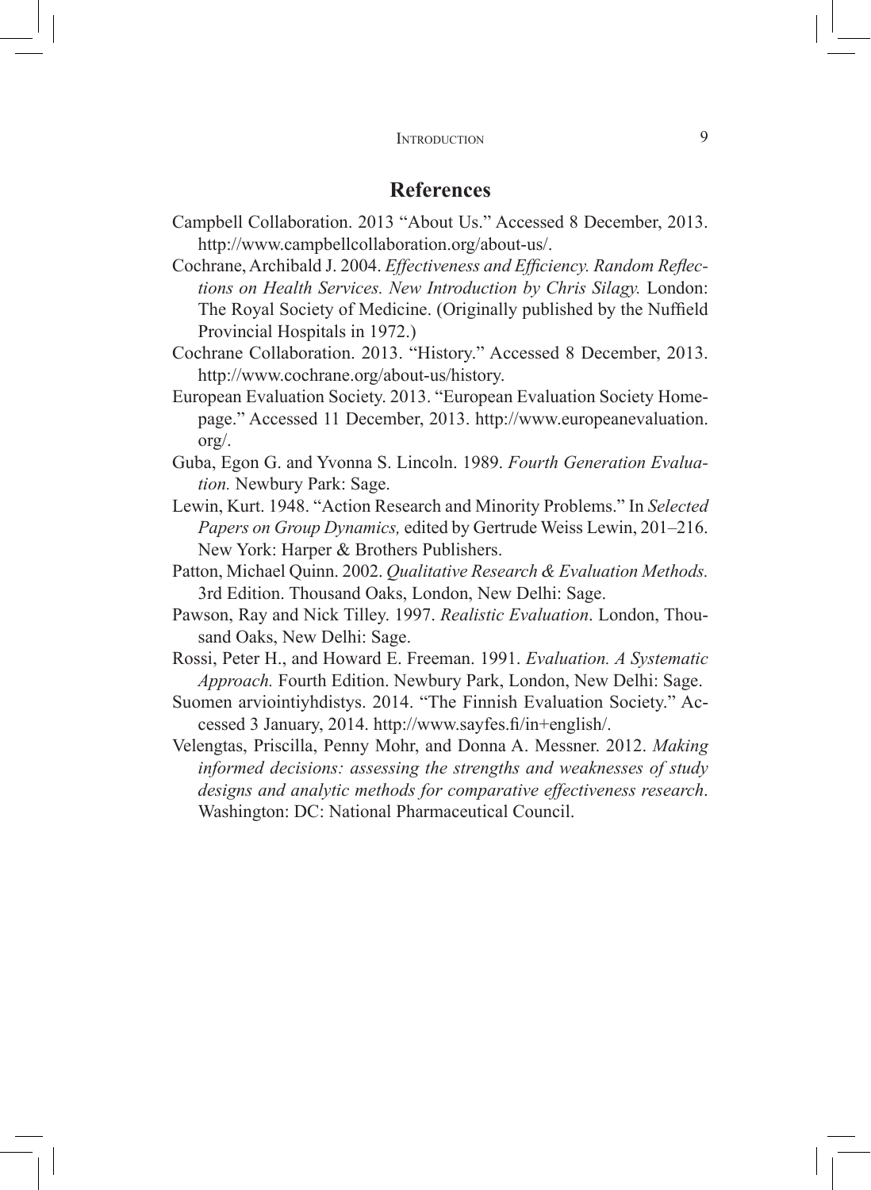## References

Campbell Collaboration. 2013 "About Us." Accessed 8 December, 2013. http://www.campbellcollaboration.org/about-us/.

Cochrane, Archibald J. 2004. *Effectiveness and Efficiency. Random Reflections on Health Services. New Introduction by Chris Silagy.* London: The Royal Society of Medicine. (Originally published by the Nuffield Provincial Hospitals in 1972.)

Cochrane Collaboration. 2013. "History." Accessed 8 December, 2013. http://www.cochrane.org/about-us/history.

European Evaluation Society. 2013. "European Evaluation Society Homepage." Accessed 11 December, 2013. http://www.europeanevaluation.org/.

Guba, Egon G. and Yvonna S. Lincoln. 1989. *Fourth Generation Evaluation.* Newbury Park: Sage.

Lewin, Kurt. 1948. "Action Research and Minority Problems." In *Selected Papers on Group Dynamics,* edited by Gertrude Weiss Lewin, 201–216. New York: Harper & Brothers Publishers.

Patton, Michael Quinn. 2002. *Qualitative Research & Evaluation Methods.* 3rd Edition. Thousand Oaks, London, New Delhi: Sage.

Pawson, Ray and Nick Tilley. 1997. *Realistic Evaluation*. London, Thousand Oaks, New Delhi: Sage.

Rossi, Peter H., and Howard E. Freeman. 1991. *Evaluation. A Systematic Approach.* Fourth Edition. Newbury Park, London, New Delhi: Sage.

Suomen arviointiyhdistys. 2014. "The Finnish Evaluation Society." Accessed 3 January, 2014. http://www.sayfes.fi/in+english/.

Velengtas, Priscilla, Penny Mohr, and Donna A. Messner. 2012. *Making informed decisions: assessing the strengths and weaknesses of study designs and analytic methods for comparative effectiveness research*. Washington: DC: National Pharmaceutical Council.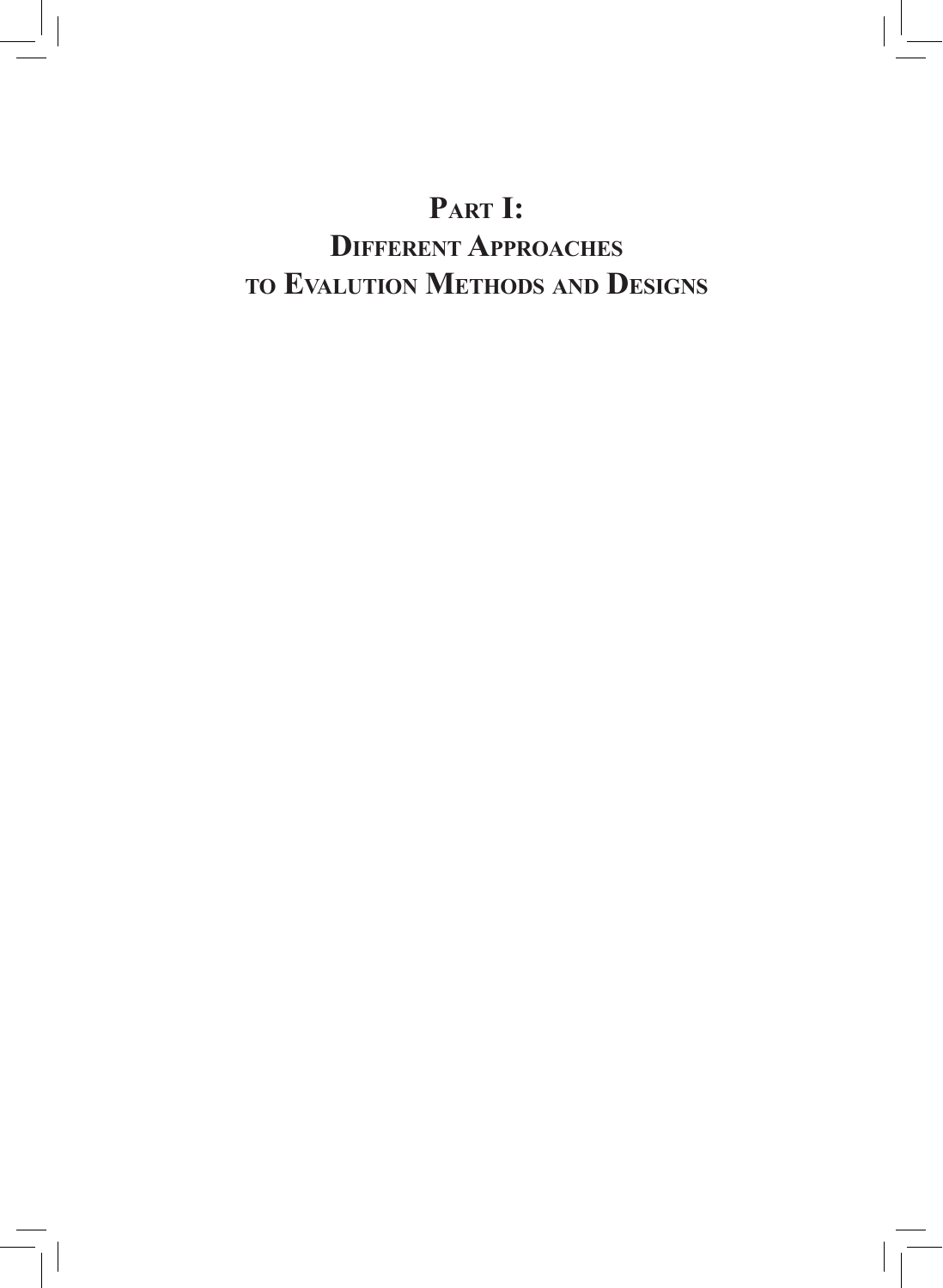# Part I: Different Approaches to Evalution Methods and Designs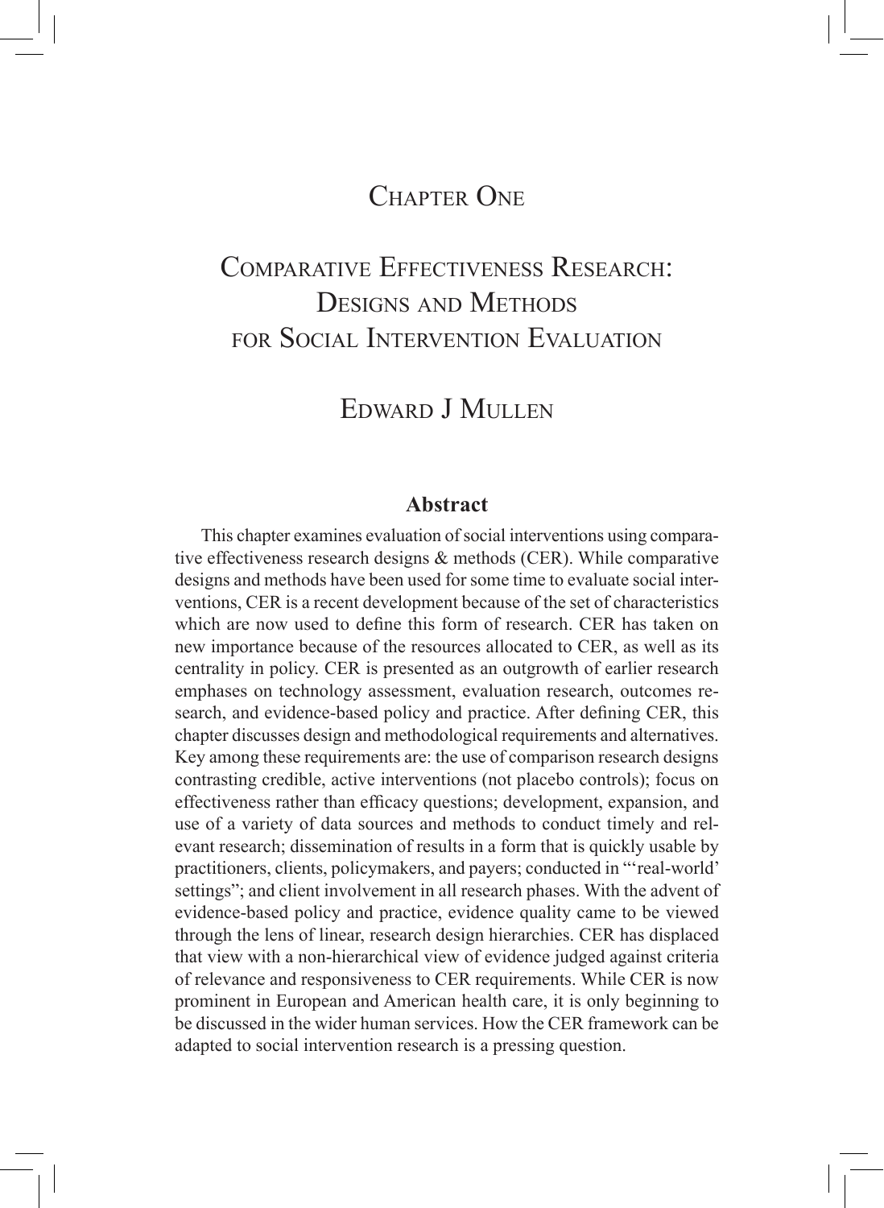# Chapter One

# Comparative Effectiveness Research: Designs and Methods for Social Intervention Evaluation

## Edward J Mullen

### Abstract

This chapter examines evaluation of social interventions using comparative effectiveness research designs & methods (CER). While comparative designs and methods have been used for some time to evaluate social interventions, CER is a recent development because of the set of characteristics which are now used to define this form of research. CER has taken on new importance because of the resources allocated to CER, as well as its centrality in policy. CER is presented as an outgrowth of earlier research emphases on technology assessment, evaluation research, outcomes research, and evidence-based policy and practice. After defining CER, this chapter discusses design and methodological requirements and alternatives. Key among these requirements are: the use of comparison research designs contrasting credible, active interventions (not placebo controls); focus on effectiveness rather than efficacy questions; development, expansion, and use of a variety of data sources and methods to conduct timely and relevant research; dissemination of results in a form that is quickly usable by practitioners, clients, policymakers, and payers; conducted in "'real-world' settings"; and client involvement in all research phases. With the advent of evidence-based policy and practice, evidence quality came to be viewed through the lens of linear, research design hierarchies. CER has displaced that view with a non-hierarchical view of evidence judged against criteria of relevance and responsiveness to CER requirements. While CER is now prominent in European and American health care, it is only beginning to be discussed in the wider human services. How the CER framework can be adapted to social intervention research is a pressing question.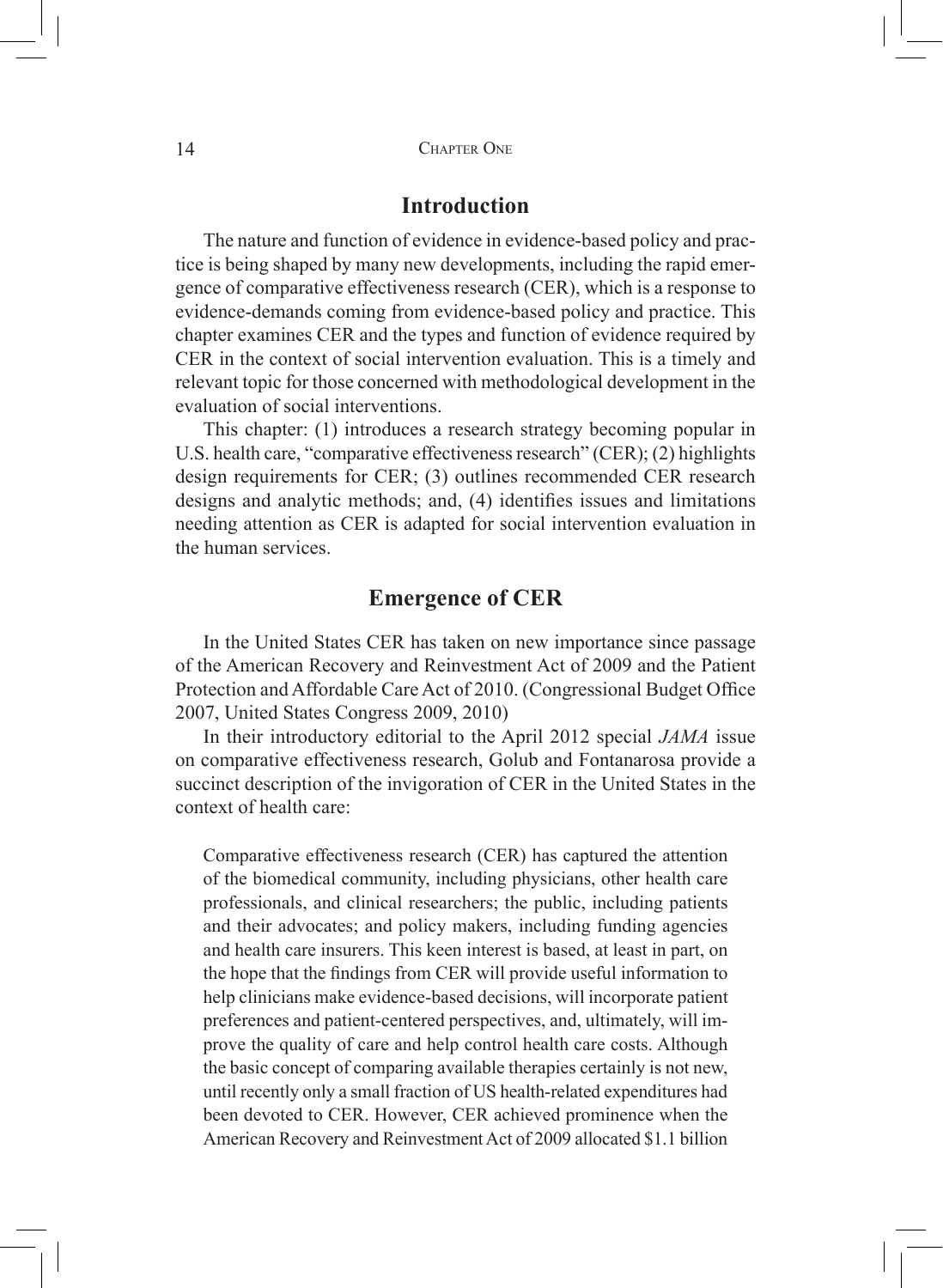## Introduction

The nature and function of evidence in evidence-based policy and practice is being shaped by many new developments, including the rapid emergence of comparative effectiveness research (CER), which is a response to evidence-demands coming from evidence-based policy and practice. This chapter examines CER and the types and function of evidence required by CER in the context of social intervention evaluation. This is a timely and relevant topic for those concerned with methodological development in the evaluation of social interventions.

This chapter: (1) introduces a research strategy becoming popular in U.S. health care, "comparative effectiveness research" (CER); (2) highlights design requirements for CER; (3) outlines recommended CER research designs and analytic methods; and, (4) identifies issues and limitations needing attention as CER is adapted for social intervention evaluation in the human services.

## Emergence of CER

In the United States CER has taken on new importance since passage of the American Recovery and Reinvestment Act of 2009 and the Patient Protection and Affordable Care Act of 2010. (Congressional Budget Office 2007, United States Congress 2009, 2010)

In their introductory editorial to the April 2012 special *JAMA* issue on comparative effectiveness research, Golub and Fontanarosa provide a succinct description of the invigoration of CER in the United States in the context of health care:

> Comparative effectiveness research (CER) has captured the attention of the biomedical community, including physicians, other health care professionals, and clinical researchers; the public, including patients and their advocates; and policy makers, including funding agencies and health care insurers. This keen interest is based, at least in part, on the hope that the findings from CER will provide useful information to help clinicians make evidence-based decisions, will incorporate patient preferences and patient-centered perspectives, and, ultimately, will improve the quality of care and help control health care costs. Although the basic concept of comparing available therapies certainly is not new, until recently only a small fraction of US health-related expenditures had been devoted to CER. However, CER achieved prominence when the American Recovery and Reinvestment Act of 2009 allocated $1.1 billion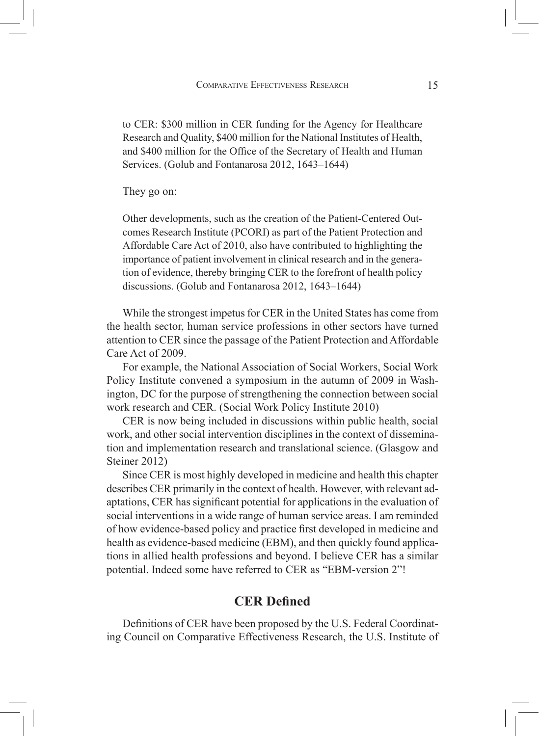to CER: $300 million in CER funding for the Agency for Healthcare Research and Quality, $400 million for the National Institutes of Health, and $400 million for the Office of the Secretary of Health and Human Services. (Golub and Fontanarosa 2012, 1643–1644)

They go on:

> Other developments, such as the creation of the Patient-Centered Outcomes Research Institute (PCORI) as part of the Patient Protection and Affordable Care Act of 2010, also have contributed to highlighting the importance of patient involvement in clinical research and in the generation of evidence, thereby bringing CER to the forefront of health policy discussions. (Golub and Fontanarosa 2012, 1643–1644)

While the strongest impetus for CER in the United States has come from the health sector, human service professions in other sectors have turned attention to CER since the passage of the Patient Protection and Affordable Care Act of 2009.

For example, the National Association of Social Workers, Social Work Policy Institute convened a symposium in the autumn of 2009 in Washington, DC for the purpose of strengthening the connection between social work research and CER. (Social Work Policy Institute 2010)

CER is now being included in discussions within public health, social work, and other social intervention disciplines in the context of dissemination and implementation research and translational science. (Glasgow and Steiner 2012)

Since CER is most highly developed in medicine and health this chapter describes CER primarily in the context of health. However, with relevant adaptations, CER has significant potential for applications in the evaluation of social interventions in a wide range of human service areas. I am reminded of how evidence-based policy and practice first developed in medicine and health as evidence-based medicine (EBM), and then quickly found applications in allied health professions and beyond. I believe CER has a similar potential. Indeed some have referred to CER as "EBM-version 2"!

## CER Defined

Definitions of CER have been proposed by the U.S. Federal Coordinating Council on Comparative Effectiveness Research, the U.S. Institute of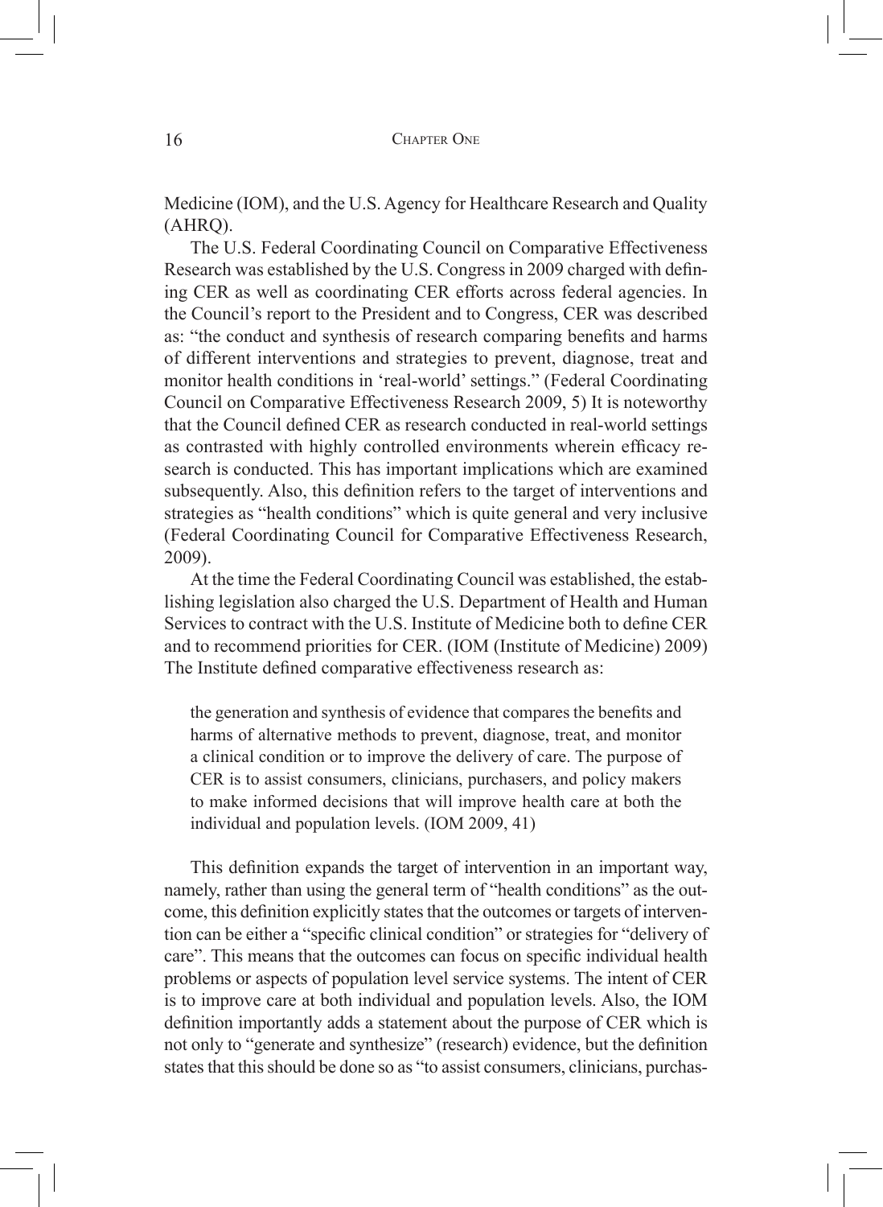Medicine (IOM), and the U.S. Agency for Healthcare Research and Quality (AHRQ).

The U.S. Federal Coordinating Council on Comparative Effectiveness Research was established by the U.S. Congress in 2009 charged with defining CER as well as coordinating CER efforts across federal agencies. In the Council's report to the President and to Congress, CER was described as: "the conduct and synthesis of research comparing benefits and harms of different interventions and strategies to prevent, diagnose, treat and monitor health conditions in 'real-world' settings." (Federal Coordinating Council on Comparative Effectiveness Research 2009, 5) It is noteworthy that the Council defined CER as research conducted in real-world settings as contrasted with highly controlled environments wherein efficacy research is conducted. This has important implications which are examined subsequently. Also, this definition refers to the target of interventions and strategies as "health conditions" which is quite general and very inclusive (Federal Coordinating Council for Comparative Effectiveness Research, 2009).

At the time the Federal Coordinating Council was established, the establishing legislation also charged the U.S. Department of Health and Human Services to contract with the U.S. Institute of Medicine both to define CER and to recommend priorities for CER. (IOM (Institute of Medicine) 2009) The Institute defined comparative effectiveness research as:

> the generation and synthesis of evidence that compares the benefits and harms of alternative methods to prevent, diagnose, treat, and monitor a clinical condition or to improve the delivery of care. The purpose of CER is to assist consumers, clinicians, purchasers, and policy makers to make informed decisions that will improve health care at both the individual and population levels. (IOM 2009, 41)

This definition expands the target of intervention in an important way, namely, rather than using the general term of "health conditions" as the outcome, this definition explicitly states that the outcomes or targets of intervention can be either a "specific clinical condition" or strategies for "delivery of care". This means that the outcomes can focus on specific individual health problems or aspects of population level service systems. The intent of CER is to improve care at both individual and population levels. Also, the IOM definition importantly adds a statement about the purpose of CER which is not only to "generate and synthesize" (research) evidence, but the definition states that this should be done so as "to assist consumers, clinicians, purchas-